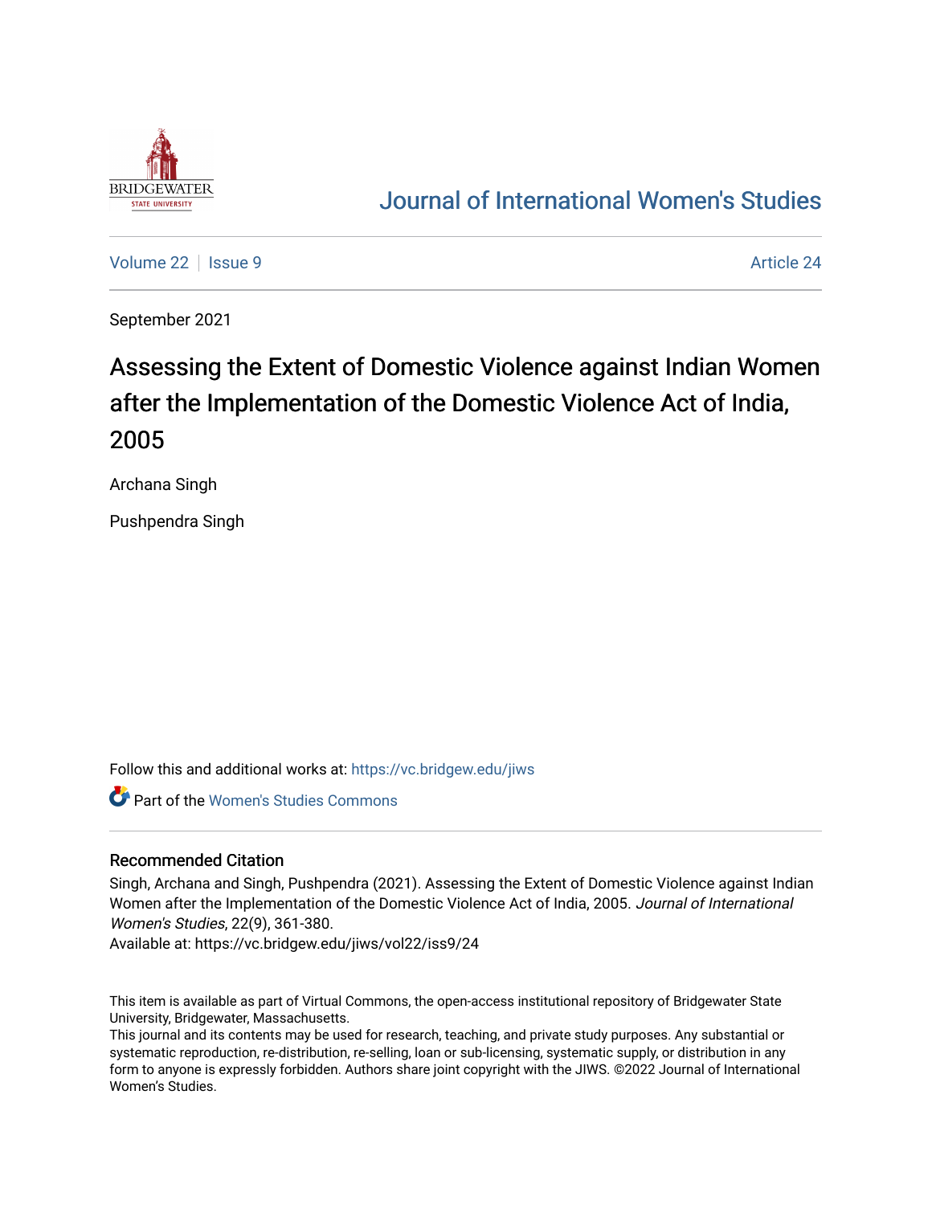# Journal of International Women's Studies

Volume 22 | Issue 9 | Article 24

September 2021

# Assessing the Extent of Domestic Violence against Indian Women after the Implementation of the Domestic Violence Act of India, 2005

Archana Singh

Pushpendra Singh

Follow this and additional works at: https://vc.bridgew.edu/jiws

Part of the Women's Studies Commons

## Recommended Citation

Singh, Archana and Singh, Pushpendra (2021). Assessing the Extent of Domestic Violence against Indian Women after the Implementation of the Domestic Violence Act of India, 2005. *Journal of International Women's Studies*, 22(9), 361-380.

Available at: https://vc.bridgew.edu/jiws/vol22/iss9/24

This item is available as part of Virtual Commons, the open-access institutional repository of Bridgewater State University, Bridgewater, Massachusetts.

This journal and its contents may be used for research, teaching, and private study purposes. Any substantial or systematic reproduction, re-distribution, re-selling, loan or sub-licensing, systematic supply, or distribution in any form to anyone is expressly forbidden. Authors share joint copyright with the JIWS. ©2022 Journal of International Women's Studies.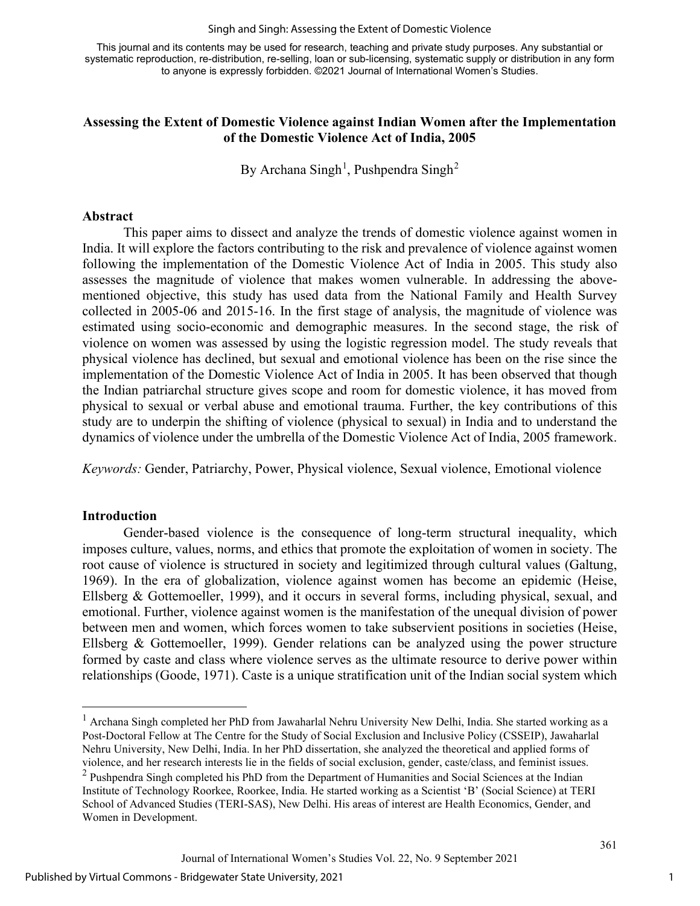This journal and its contents may be used for research, teaching and private study purposes. Any substantial or systematic reproduction, re-distribution, re-selling, loan or sub-licensing, systematic supply or distribution in any form to anyone is expressly forbidden. ©2021 Journal of International Women's Studies.

# Assessing the Extent of Domestic Violence against Indian Women after the Implementation of the Domestic Violence Act of India, 2005

By Archana Singh[1], Pushpendra Singh[2]

## Abstract

This paper aims to dissect and analyze the trends of domestic violence against women in India. It will explore the factors contributing to the risk and prevalence of violence against women following the implementation of the Domestic Violence Act of India in 2005. This study also assesses the magnitude of violence that makes women vulnerable. In addressing the above-mentioned objective, this study has used data from the National Family and Health Survey collected in 2005-06 and 2015-16. In the first stage of analysis, the magnitude of violence was estimated using socio-economic and demographic measures. In the second stage, the risk of violence on women was assessed by using the logistic regression model. The study reveals that physical violence has declined, but sexual and emotional violence has been on the rise since the implementation of the Domestic Violence Act of India in 2005. It has been observed that though the Indian patriarchal structure gives scope and room for domestic violence, it has moved from physical to sexual or verbal abuse and emotional trauma. Further, the key contributions of this study are to underpin the shifting of violence (physical to sexual) in India and to understand the dynamics of violence under the umbrella of the Domestic Violence Act of India, 2005 framework.

*Keywords:* Gender, Patriarchy, Power, Physical violence, Sexual violence, Emotional violence

## Introduction

Gender-based violence is the consequence of long-term structural inequality, which imposes culture, values, norms, and ethics that promote the exploitation of women in society. The root cause of violence is structured in society and legitimized through cultural values (Galtung, 1969). In the era of globalization, violence against women has become an epidemic (Heise, Ellsberg & Gottemoeller, 1999), and it occurs in several forms, including physical, sexual, and emotional. Further, violence against women is the manifestation of the unequal division of power between men and women, which forces women to take subservient positions in societies (Heise, Ellsberg & Gottemoeller, 1999). Gender relations can be analyzed using the power structure formed by caste and class where violence serves as the ultimate resource to derive power within relationships (Goode, 1971). Caste is a unique stratification unit of the Indian social system which

[1] Archana Singh completed her PhD from Jawaharlal Nehru University New Delhi, India. She started working as a Post-Doctoral Fellow at The Centre for the Study of Social Exclusion and Inclusive Policy (CSSEIP), Jawaharlal Nehru University, New Delhi, India. In her PhD dissertation, she analyzed the theoretical and applied forms of violence, and her research interests lie in the fields of social exclusion, gender, caste/class, and feminist issues.

[2] Pushpendra Singh completed his PhD from the Department of Humanities and Social Sciences at the Indian Institute of Technology Roorkee, Roorkee, India. He started working as a Scientist 'B' (Social Science) at TERI School of Advanced Studies (TERI-SAS), New Delhi. His areas of interest are Health Economics, Gender, and Women in Development.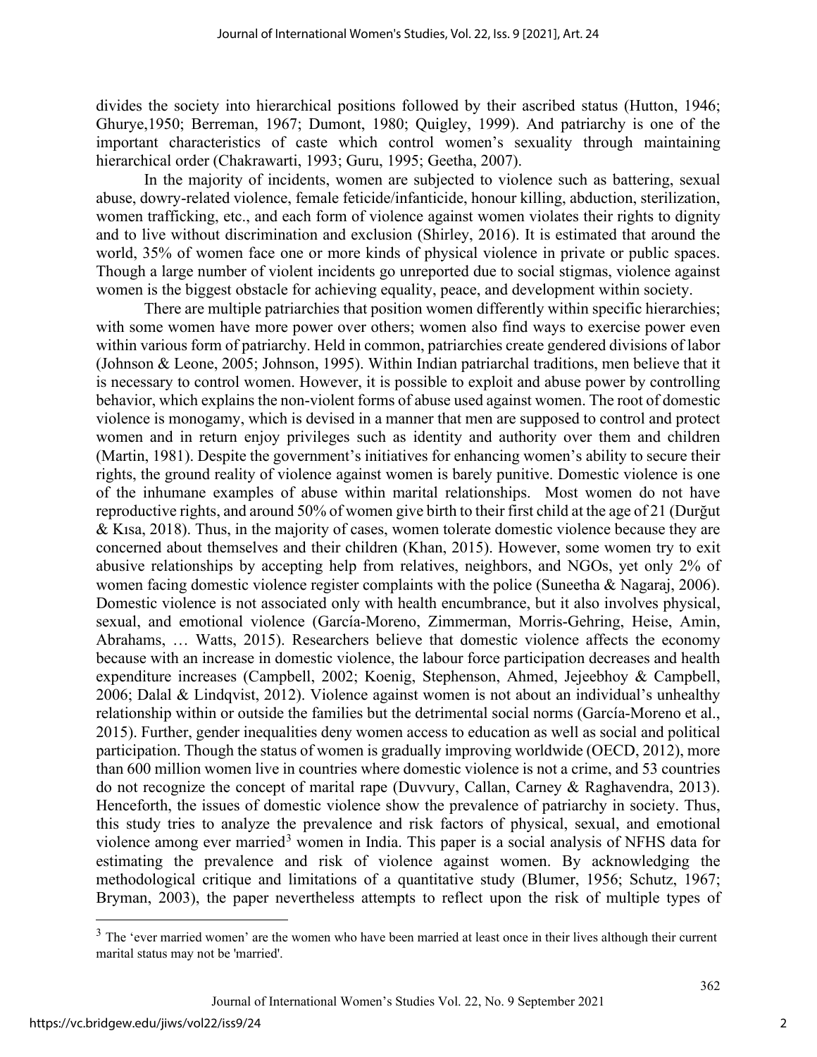divides the society into hierarchical positions followed by their ascribed status (Hutton, 1946; Ghurye,1950; Berreman, 1967; Dumont, 1980; Quigley, 1999). And patriarchy is one of the important characteristics of caste which control women's sexuality through maintaining hierarchical order (Chakrawarti, 1993; Guru, 1995; Geetha, 2007).

In the majority of incidents, women are subjected to violence such as battering, sexual abuse, dowry-related violence, female feticide/infanticide, honour killing, abduction, sterilization, women trafficking, etc., and each form of violence against women violates their rights to dignity and to live without discrimination and exclusion (Shirley, 2016). It is estimated that around the world, 35% of women face one or more kinds of physical violence in private or public spaces. Though a large number of violent incidents go unreported due to social stigmas, violence against women is the biggest obstacle for achieving equality, peace, and development within society.

There are multiple patriarchies that position women differently within specific hierarchies; with some women have more power over others; women also find ways to exercise power even within various form of patriarchy. Held in common, patriarchies create gendered divisions of labor (Johnson & Leone, 2005; Johnson, 1995). Within Indian patriarchal traditions, men believe that it is necessary to control women. However, it is possible to exploit and abuse power by controlling behavior, which explains the non-violent forms of abuse used against women. The root of domestic violence is monogamy, which is devised in a manner that men are supposed to control and protect women and in return enjoy privileges such as identity and authority over them and children (Martin, 1981). Despite the government's initiatives for enhancing women's ability to secure their rights, the ground reality of violence against women is barely punitive. Domestic violence is one of the inhumane examples of abuse within marital relationships. Most women do not have reproductive rights, and around 50% of women give birth to their first child at the age of 21 (Durğut & Kısa, 2018). Thus, in the majority of cases, women tolerate domestic violence because they are concerned about themselves and their children (Khan, 2015). However, some women try to exit abusive relationships by accepting help from relatives, neighbors, and NGOs, yet only 2% of women facing domestic violence register complaints with the police (Suneetha & Nagaraj, 2006). Domestic violence is not associated only with health encumbrance, but it also involves physical, sexual, and emotional violence (García-Moreno, Zimmerman, Morris-Gehring, Heise, Amin, Abrahams, … Watts, 2015). Researchers believe that domestic violence affects the economy because with an increase in domestic violence, the labour force participation decreases and health expenditure increases (Campbell, 2002; Koenig, Stephenson, Ahmed, Jejeebhoy & Campbell, 2006; Dalal & Lindqvist, 2012). Violence against women is not about an individual's unhealthy relationship within or outside the families but the detrimental social norms (García-Moreno et al., 2015). Further, gender inequalities deny women access to education as well as social and political participation. Though the status of women is gradually improving worldwide (OECD, 2012), more than 600 million women live in countries where domestic violence is not a crime, and 53 countries do not recognize the concept of marital rape (Duvvury, Callan, Carney & Raghavendra, 2013). Henceforth, the issues of domestic violence show the prevalence of patriarchy in society. Thus, this study tries to analyze the prevalence and risk factors of physical, sexual, and emotional violence among ever married[3] women in India. This paper is a social analysis of NFHS data for estimating the prevalence and risk of violence against women. By acknowledging the methodological critique and limitations of a quantitative study (Blumer, 1956; Schutz, 1967; Bryman, 2003), the paper nevertheless attempts to reflect upon the risk of multiple types of

[3] The 'ever married women' are the women who have been married at least once in their lives although their current marital status may not be 'married'.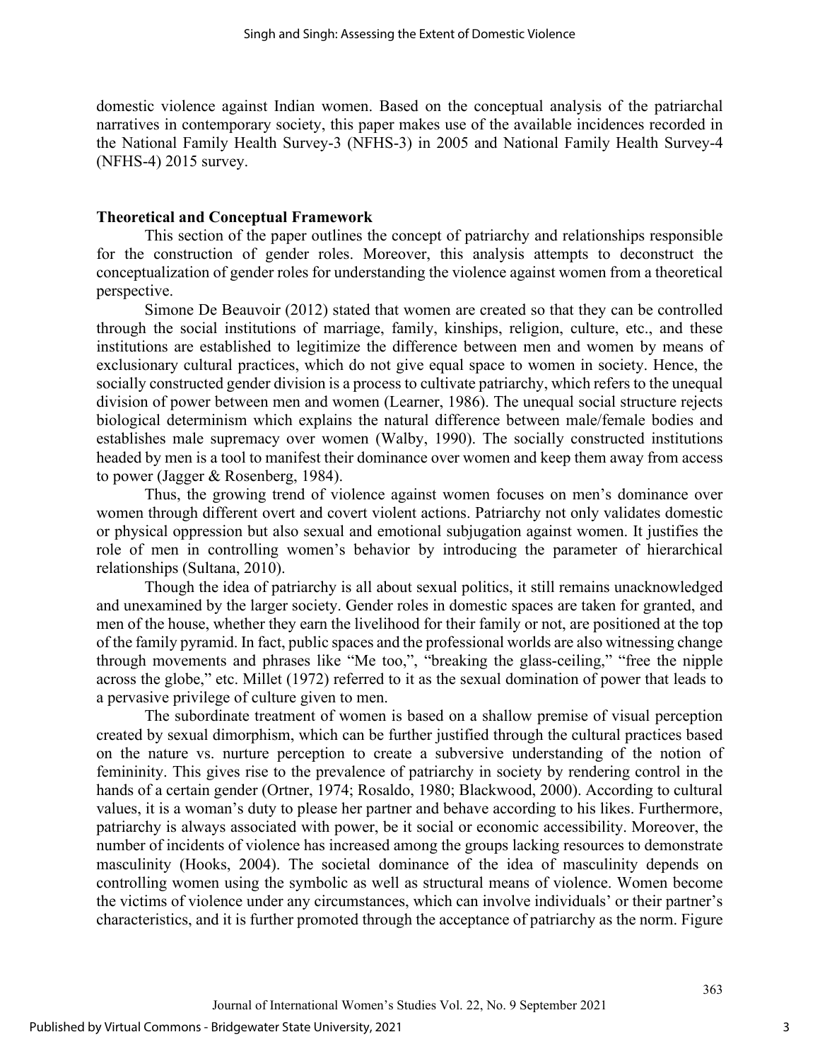domestic violence against Indian women. Based on the conceptual analysis of the patriarchal narratives in contemporary society, this paper makes use of the available incidences recorded in the National Family Health Survey-3 (NFHS-3) in 2005 and National Family Health Survey-4 (NFHS-4) 2015 survey.

**Theoretical and Conceptual Framework**

This section of the paper outlines the concept of patriarchy and relationships responsible for the construction of gender roles. Moreover, this analysis attempts to deconstruct the conceptualization of gender roles for understanding the violence against women from a theoretical perspective.

Simone De Beauvoir (2012) stated that women are created so that they can be controlled through the social institutions of marriage, family, kinships, religion, culture, etc., and these institutions are established to legitimize the difference between men and women by means of exclusionary cultural practices, which do not give equal space to women in society. Hence, the socially constructed gender division is a process to cultivate patriarchy, which refers to the unequal division of power between men and women (Learner, 1986). The unequal social structure rejects biological determinism which explains the natural difference between male/female bodies and establishes male supremacy over women (Walby, 1990). The socially constructed institutions headed by men is a tool to manifest their dominance over women and keep them away from access to power (Jagger & Rosenberg, 1984).

Thus, the growing trend of violence against women focuses on men's dominance over women through different overt and covert violent actions. Patriarchy not only validates domestic or physical oppression but also sexual and emotional subjugation against women. It justifies the role of men in controlling women's behavior by introducing the parameter of hierarchical relationships (Sultana, 2010).

Though the idea of patriarchy is all about sexual politics, it still remains unacknowledged and unexamined by the larger society. Gender roles in domestic spaces are taken for granted, and men of the house, whether they earn the livelihood for their family or not, are positioned at the top of the family pyramid. In fact, public spaces and the professional worlds are also witnessing change through movements and phrases like "Me too,", "breaking the glass-ceiling," "free the nipple across the globe," etc. Millet (1972) referred to it as the sexual domination of power that leads to a pervasive privilege of culture given to men.

The subordinate treatment of women is based on a shallow premise of visual perception created by sexual dimorphism, which can be further justified through the cultural practices based on the nature vs. nurture perception to create a subversive understanding of the notion of femininity. This gives rise to the prevalence of patriarchy in society by rendering control in the hands of a certain gender (Ortner, 1974; Rosaldo, 1980; Blackwood, 2000). According to cultural values, it is a woman's duty to please her partner and behave according to his likes. Furthermore, patriarchy is always associated with power, be it social or economic accessibility. Moreover, the number of incidents of violence has increased among the groups lacking resources to demonstrate masculinity (Hooks, 2004). The societal dominance of the idea of masculinity depends on controlling women using the symbolic as well as structural means of violence. Women become the victims of violence under any circumstances, which can involve individuals' or their partner's characteristics, and it is further promoted through the acceptance of patriarchy as the norm. Figure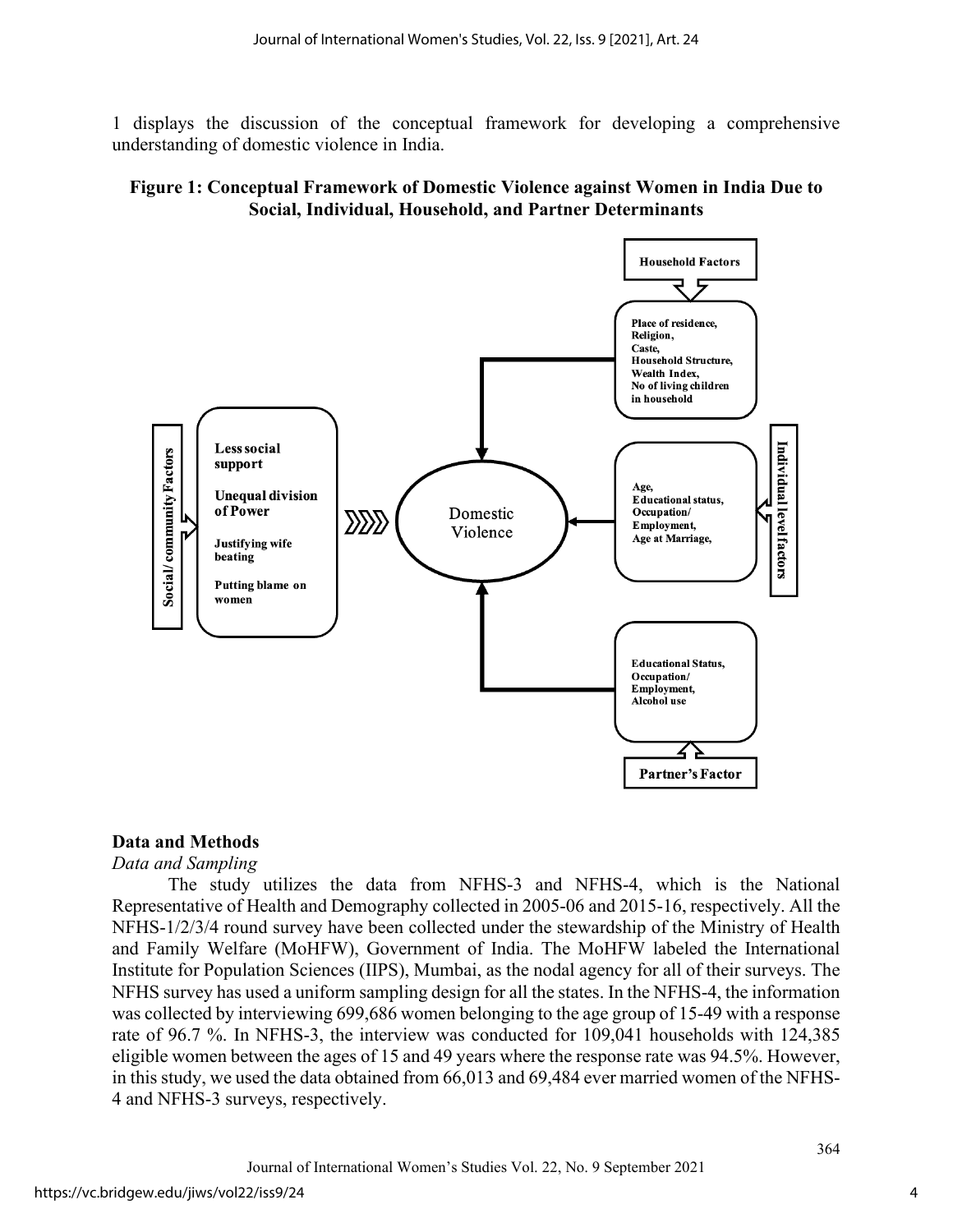1 displays the discussion of the conceptual framework for developing a comprehensive understanding of domestic violence in India.

**Figure 1: Conceptual Framework of Domestic Violence against Women in India Due to Social, Individual, Household, and Partner Determinants**

Household Factors

Place of residence,
Religion,
Caste,
Household Structure,
Wealth Index,
No of living children in household

Social/ community Factors

Less social support

Unequal division of Power

Justifying wife beating

Putting blame on women

Domestic Violence

Individual level factors

Age,
Educational status,
Occupation/ Employment,
Age at Marriage,

Educational Status,
Occupation/ Employment,
Alcohol use

Partner's Factor

## Data and Methods

*Data and Sampling*

The study utilizes the data from NFHS-3 and NFHS-4, which is the National Representative of Health and Demography collected in 2005-06 and 2015-16, respectively. All the NFHS-1/2/3/4 round survey have been collected under the stewardship of the Ministry of Health and Family Welfare (MoHFW), Government of India. The MoHFW labeled the International Institute for Population Sciences (IIPS), Mumbai, as the nodal agency for all of their surveys. The NFHS survey has used a uniform sampling design for all the states. In the NFHS-4, the information was collected by interviewing 699,686 women belonging to the age group of 15-49 with a response rate of 96.7 %. In NFHS-3, the interview was conducted for 109,041 households with 124,385 eligible women between the ages of 15 and 49 years where the response rate was 94.5%. However, in this study, we used the data obtained from 66,013 and 69,484 ever married women of the NFHS-4 and NFHS-3 surveys, respectively.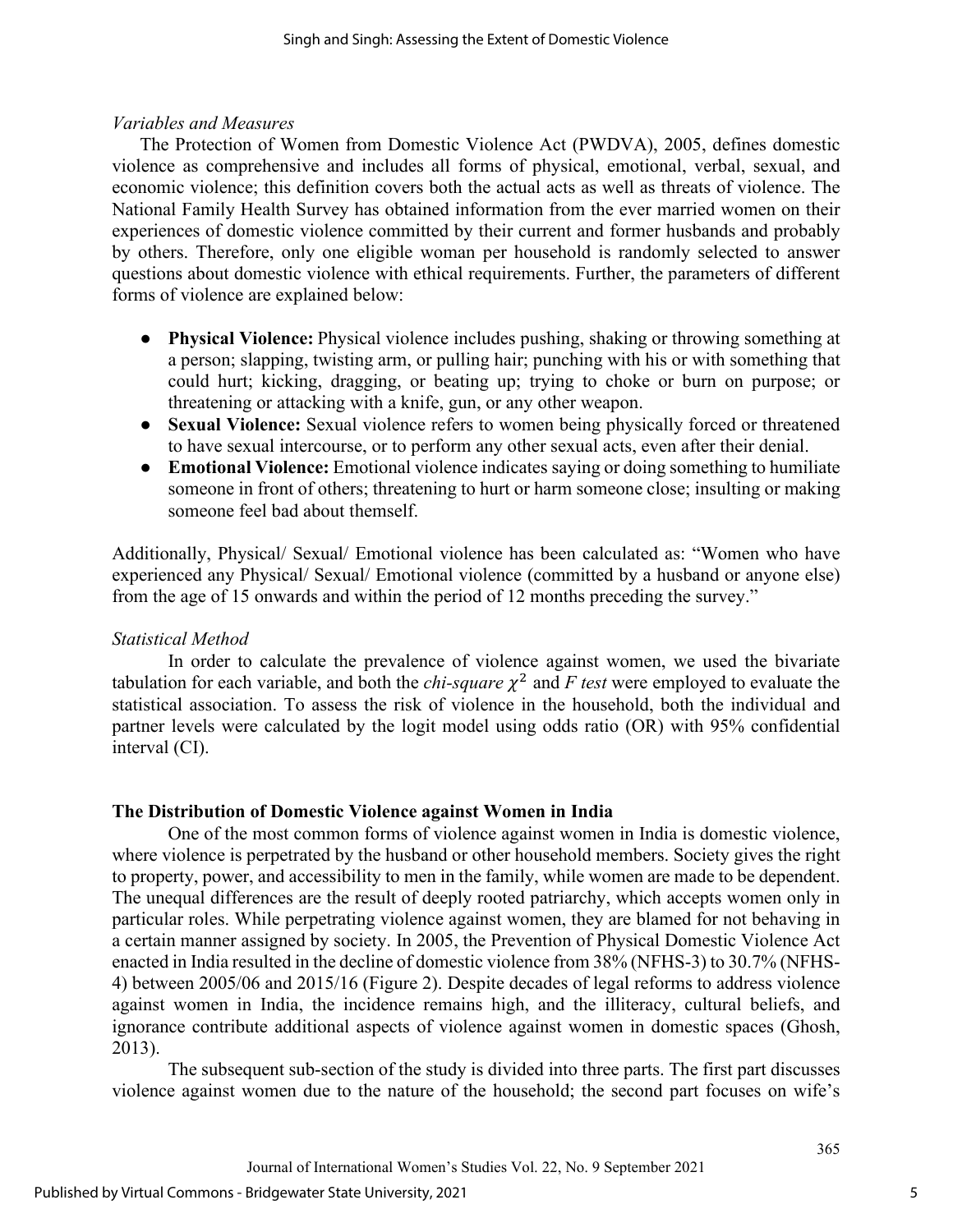*Variables and Measures*

The Protection of Women from Domestic Violence Act (PWDVA), 2005, defines domestic violence as comprehensive and includes all forms of physical, emotional, verbal, sexual, and economic violence; this definition covers both the actual acts as well as threats of violence. The National Family Health Survey has obtained information from the ever married women on their experiences of domestic violence committed by their current and former husbands and probably by others. Therefore, only one eligible woman per household is randomly selected to answer questions about domestic violence with ethical requirements. Further, the parameters of different forms of violence are explained below:

- **Physical Violence:** Physical violence includes pushing, shaking or throwing something at a person; slapping, twisting arm, or pulling hair; punching with his or with something that could hurt; kicking, dragging, or beating up; trying to choke or burn on purpose; or threatening or attacking with a knife, gun, or any other weapon.
- **Sexual Violence:** Sexual violence refers to women being physically forced or threatened to have sexual intercourse, or to perform any other sexual acts, even after their denial.
- **Emotional Violence:** Emotional violence indicates saying or doing something to humiliate someone in front of others; threatening to hurt or harm someone close; insulting or making someone feel bad about themself.

Additionally, Physical/ Sexual/ Emotional violence has been calculated as: "Women who have experienced any Physical/ Sexual/ Emotional violence (committed by a husband or anyone else) from the age of 15 onwards and within the period of 12 months preceding the survey."

*Statistical Method*

In order to calculate the prevalence of violence against women, we used the bivariate tabulation for each variable, and both the *chi-square* $\chi^2$ and *F test* were employed to evaluate the statistical association. To assess the risk of violence in the household, both the individual and partner levels were calculated by the logit model using odds ratio (OR) with 95% confidential interval (CI).

**The Distribution of Domestic Violence against Women in India**

One of the most common forms of violence against women in India is domestic violence, where violence is perpetrated by the husband or other household members. Society gives the right to property, power, and accessibility to men in the family, while women are made to be dependent. The unequal differences are the result of deeply rooted patriarchy, which accepts women only in particular roles. While perpetrating violence against women, they are blamed for not behaving in a certain manner assigned by society. In 2005, the Prevention of Physical Domestic Violence Act enacted in India resulted in the decline of domestic violence from 38% (NFHS-3) to 30.7% (NFHS-4) between 2005/06 and 2015/16 (Figure 2). Despite decades of legal reforms to address violence against women in India, the incidence remains high, and the illiteracy, cultural beliefs, and ignorance contribute additional aspects of violence against women in domestic spaces (Ghosh, 2013).

The subsequent sub-section of the study is divided into three parts. The first part discusses violence against women due to the nature of the household; the second part focuses on wife's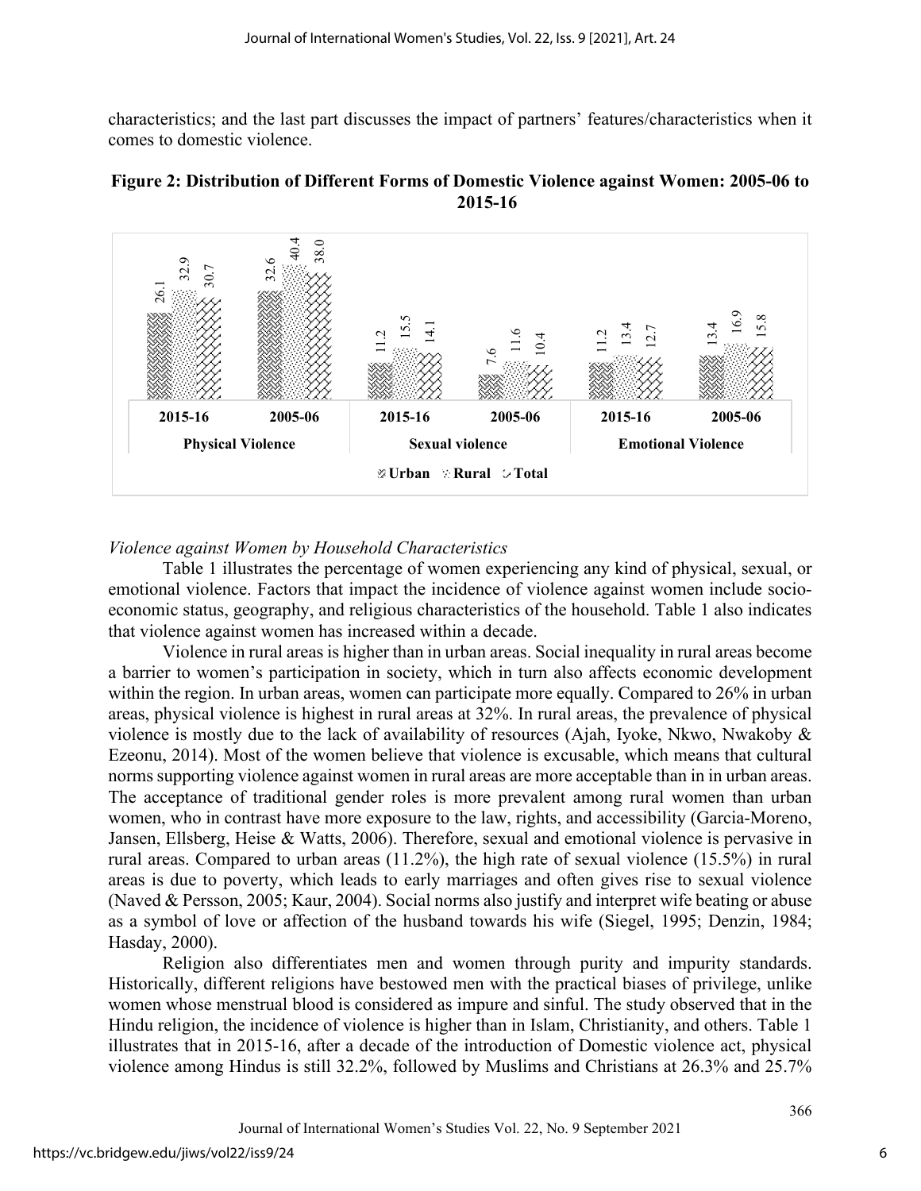characteristics; and the last part discusses the impact of partners' features/characteristics when it comes to domestic violence.

**Figure 2: Distribution of Different Forms of Domestic Violence against Women: 2005-06 to 2015-16**

| | Physical Violence | | Sexual violence | | Emotional Violence | |
|---|---|---|---|---|---|---|
| | 2015-16 | 2005-06 | 2015-16 | 2005-06 | 2015-16 | 2005-06 |
| Urban | 26.1 | 32.6 | 11.2 | 7.6 | 11.2 | 13.4 |
| Rural | 32.9 | 40.4 | 15.5 | 11.6 | 13.4 | 16.9 |
| Total | 30.7 | 38.0 | 14.1 | 10.4 | 12.7 | 15.8 |

*Violence against Women by Household Characteristics*

Table 1 illustrates the percentage of women experiencing any kind of physical, sexual, or emotional violence. Factors that impact the incidence of violence against women include socio-economic status, geography, and religious characteristics of the household. Table 1 also indicates that violence against women has increased within a decade.

Violence in rural areas is higher than in urban areas. Social inequality in rural areas become a barrier to women's participation in society, which in turn also affects economic development within the region. In urban areas, women can participate more equally. Compared to 26% in urban areas, physical violence is highest in rural areas at 32%. In rural areas, the prevalence of physical violence is mostly due to the lack of availability of resources (Ajah, Iyoke, Nkwo, Nwakoby & Ezeonu, 2014). Most of the women believe that violence is excusable, which means that cultural norms supporting violence against women in rural areas are more acceptable than in in urban areas. The acceptance of traditional gender roles is more prevalent among rural women than urban women, who in contrast have more exposure to the law, rights, and accessibility (Garcia-Moreno, Jansen, Ellsberg, Heise & Watts, 2006). Therefore, sexual and emotional violence is pervasive in rural areas. Compared to urban areas (11.2%), the high rate of sexual violence (15.5%) in rural areas is due to poverty, which leads to early marriages and often gives rise to sexual violence (Naved & Persson, 2005; Kaur, 2004). Social norms also justify and interpret wife beating or abuse as a symbol of love or affection of the husband towards his wife (Siegel, 1995; Denzin, 1984; Hasday, 2000).

Religion also differentiates men and women through purity and impurity standards. Historically, different religions have bestowed men with the practical biases of privilege, unlike women whose menstrual blood is considered as impure and sinful. The study observed that in the Hindu religion, the incidence of violence is higher than in Islam, Christianity, and others. Table 1 illustrates that in 2015-16, after a decade of the introduction of Domestic violence act, physical violence among Hindus is still 32.2%, followed by Muslims and Christians at 26.3% and 25.7%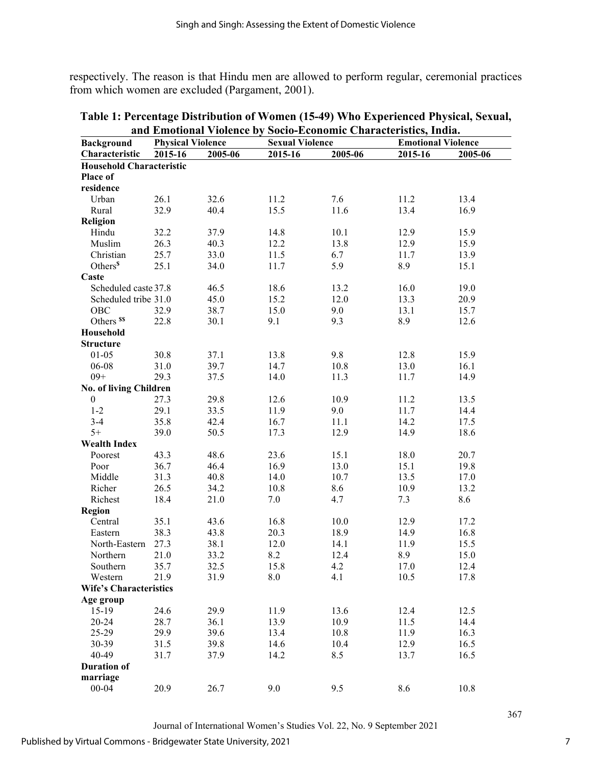respectively. The reason is that Hindu men are allowed to perform regular, ceremonial practices from which women are excluded (Pargament, 2001).

**Table 1: Percentage Distribution of Women (15-49) Who Experienced Physical, Sexual, and Emotional Violence by Socio-Economic Characteristics, India.**

| Background Characteristic | Physical Violence | | Sexual Violence | | Emotional Violence | |
|---|---|---|---|---|---|---|
| | 2015-16 | 2005-06 | 2015-16 | 2005-06 | 2015-16 | 2005-06 |
| **Household Characteristic** | | | | | | |
| **Place of residence** | | | | | | |
| Urban | 26.1 | 32.6 | 11.2 | 7.6 | 11.2 | 13.4 |
| Rural | 32.9 | 40.4 | 15.5 | 11.6 | 13.4 | 16.9 |
| **Religion** | | | | | | |
| Hindu | 32.2 | 37.9 | 14.8 | 10.1 | 12.9 | 15.9 |
| Muslim | 26.3 | 40.3 | 12.2 | 13.8 | 12.9 | 15.9 |
| Christian | 25.7 | 33.0 | 11.5 | 6.7 | 11.7 | 13.9 |
| Others[$] | 25.1 | 34.0 | 11.7 | 5.9 | 8.9 | 15.1 |
| **Caste** | | | | | | |
| Scheduled caste | 37.8 | 46.5 | 18.6 | 13.2 | 16.0 | 19.0 |
| Scheduled tribe | 31.0 | 45.0 | 15.2 | 12.0 | 13.3 | 20.9 |
| OBC | 32.9 | 38.7 | 15.0 | 9.0 | 13.1 | 15.7 |
| Others[$$] | 22.8 | 30.1 | 9.1 | 9.3 | 8.9 | 12.6 |
| **Household Structure** | | | | | | |
| 01-05 | 30.8 | 37.1 | 13.8 | 9.8 | 12.8 | 15.9 |
| 06-08 | 31.0 | 39.7 | 14.7 | 10.8 | 13.0 | 16.1 |
| 09+ | 29.3 | 37.5 | 14.0 | 11.3 | 11.7 | 14.9 |
| **No. of living Children** | | | | | | |
| 0 | 27.3 | 29.8 | 12.6 | 10.9 | 11.2 | 13.5 |
| 1-2 | 29.1 | 33.5 | 11.9 | 9.0 | 11.7 | 14.4 |
| 3-4 | 35.8 | 42.4 | 16.7 | 11.1 | 14.2 | 17.5 |
| 5+ | 39.0 | 50.5 | 17.3 | 12.9 | 14.9 | 18.6 |
| **Wealth Index** | | | | | | |
| Poorest | 43.3 | 48.6 | 23.6 | 15.1 | 18.0 | 20.7 |
| Poor | 36.7 | 46.4 | 16.9 | 13.0 | 15.1 | 19.8 |
| Middle | 31.3 | 40.8 | 14.0 | 10.7 | 13.5 | 17.0 |
| Richer | 26.5 | 34.2 | 10.8 | 8.6 | 10.9 | 13.2 |
| Richest | 18.4 | 21.0 | 7.0 | 4.7 | 7.3 | 8.6 |
| **Region** | | | | | | |
| Central | 35.1 | 43.6 | 16.8 | 10.0 | 12.9 | 17.2 |
| Eastern | 38.3 | 43.8 | 20.3 | 18.9 | 14.9 | 16.8 |
| North-Eastern | 27.3 | 38.1 | 12.0 | 14.1 | 11.9 | 15.5 |
| Northern | 21.0 | 33.2 | 8.2 | 12.4 | 8.9 | 15.0 |
| Southern | 35.7 | 32.5 | 15.8 | 4.2 | 17.0 | 12.4 |
| Western | 21.9 | 31.9 | 8.0 | 4.1 | 10.5 | 17.8 |
| **Wife's Characteristics** | | | | | | |
| **Age group** | | | | | | |
| 15-19 | 24.6 | 29.9 | 11.9 | 13.6 | 12.4 | 12.5 |
| 20-24 | 28.7 | 36.1 | 13.9 | 10.9 | 11.5 | 14.4 |
| 25-29 | 29.9 | 39.6 | 13.4 | 10.8 | 11.9 | 16.3 |
| 30-39 | 31.5 | 39.8 | 14.6 | 10.4 | 12.9 | 16.5 |
| 40-49 | 31.7 | 37.9 | 14.2 | 8.5 | 13.7 | 16.5 |
| **Duration of marriage** | | | | | | |
| 00-04 | 20.9 | 26.7 | 9.0 | 9.5 | 8.6 | 10.8 |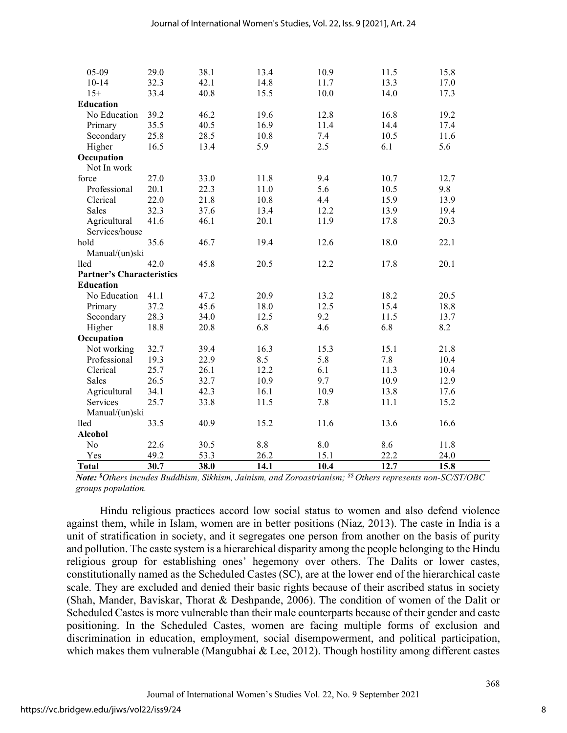| | | | | | | |
|---|---|---|---|---|---|---|
| 05-09 | 29.0 | 38.1 | 13.4 | 10.9 | 11.5 | 15.8 |
| 10-14 | 32.3 | 42.1 | 14.8 | 11.7 | 13.3 | 17.0 |
| 15+ | 33.4 | 40.8 | 15.5 | 10.0 | 14.0 | 17.3 |
| **Education** | | | | | | |
| No Education | 39.2 | 46.2 | 19.6 | 12.8 | 16.8 | 19.2 |
| Primary | 35.5 | 40.5 | 16.9 | 11.4 | 14.4 | 17.4 |
| Secondary | 25.8 | 28.5 | 10.8 | 7.4 | 10.5 | 11.6 |
| Higher | 16.5 | 13.4 | 5.9 | 2.5 | 6.1 | 5.6 |
| **Occupation** | | | | | | |
| Not In work force | 27.0 | 33.0 | 11.8 | 9.4 | 10.7 | 12.7 |
| Professional | 20.1 | 22.3 | 11.0 | 5.6 | 10.5 | 9.8 |
| Clerical | 22.0 | 21.8 | 10.8 | 4.4 | 15.9 | 13.9 |
| Sales | 32.3 | 37.6 | 13.4 | 12.2 | 13.9 | 19.4 |
| Agricultural | 41.6 | 46.1 | 20.1 | 11.9 | 17.8 | 20.3 |
| Services/household | 35.6 | 46.7 | 19.4 | 12.6 | 18.0 | 22.1 |
| Manual/(un)skilled | 42.0 | 45.8 | 20.5 | 12.2 | 17.8 | 20.1 |
| **Partner's Characteristics** | | | | | | |
| **Education** | | | | | | |
| No Education | 41.1 | 47.2 | 20.9 | 13.2 | 18.2 | 20.5 |
| Primary | 37.2 | 45.6 | 18.0 | 12.5 | 15.4 | 18.8 |
| Secondary | 28.3 | 34.0 | 12.5 | 9.2 | 11.5 | 13.7 |
| Higher | 18.8 | 20.8 | 6.8 | 4.6 | 6.8 | 8.2 |
| **Occupation** | | | | | | |
| Not working | 32.7 | 39.4 | 16.3 | 15.3 | 15.1 | 21.8 |
| Professional | 19.3 | 22.9 | 8.5 | 5.8 | 7.8 | 10.4 |
| Clerical | 25.7 | 26.1 | 12.2 | 6.1 | 11.3 | 10.4 |
| Sales | 26.5 | 32.7 | 10.9 | 9.7 | 10.9 | 12.9 |
| Agricultural | 34.1 | 42.3 | 16.1 | 10.9 | 13.8 | 17.6 |
| Services | 25.7 | 33.8 | 11.5 | 7.8 | 11.1 | 15.2 |
| Manual/(un)skilled | 33.5 | 40.9 | 15.2 | 11.6 | 13.6 | 16.6 |
| **Alcohol** | | | | | | |
| No | 22.6 | 30.5 | 8.8 | 8.0 | 8.6 | 11.8 |
| Yes | 49.2 | 53.3 | 26.2 | 15.1 | 22.2 | 24.0 |
| **Total** | **30.7** | **38.0** | **14.1** | **10.4** | **12.7** | **15.8** |

***Note:*** *$Others incudes Buddhism, Sikhism, Jainism, and Zoroastrianism; $$ Others represents non-SC/ST/OBC groups population.*

Hindu religious practices accord low social status to women and also defend violence against them, while in Islam, women are in better positions (Niaz, 2013). The caste in India is a unit of stratification in society, and it segregates one person from another on the basis of purity and pollution. The caste system is a hierarchical disparity among the people belonging to the Hindu religious group for establishing ones' hegemony over others. The Dalits or lower castes, constitutionally named as the Scheduled Castes (SC), are at the lower end of the hierarchical caste scale. They are excluded and denied their basic rights because of their ascribed status in society (Shah, Mander, Baviskar, Thorat & Deshpande, 2006). The condition of women of the Dalit or Scheduled Castes is more vulnerable than their male counterparts because of their gender and caste positioning. In the Scheduled Castes, women are facing multiple forms of exclusion and discrimination in education, employment, social disempowerment, and political participation, which makes them vulnerable (Mangubhai & Lee, 2012). Though hostility among different castes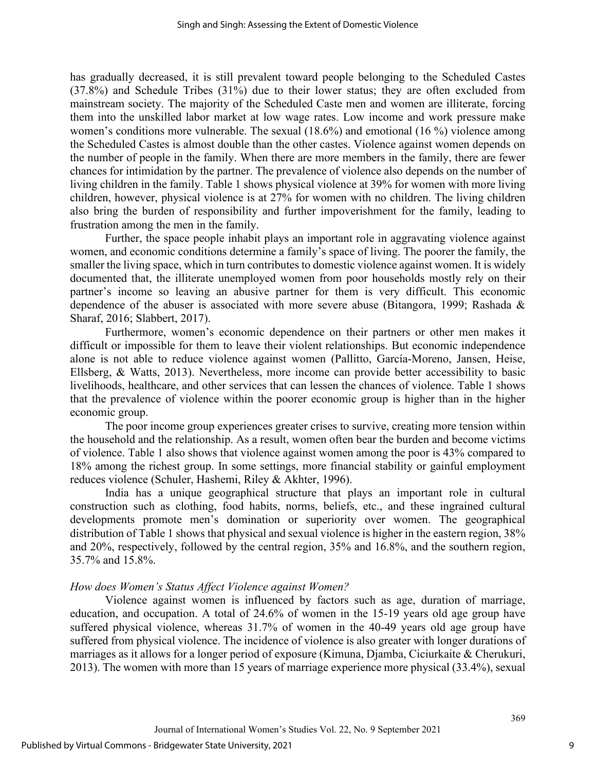has gradually decreased, it is still prevalent toward people belonging to the Scheduled Castes (37.8%) and Schedule Tribes (31%) due to their lower status; they are often excluded from mainstream society. The majority of the Scheduled Caste men and women are illiterate, forcing them into the unskilled labor market at low wage rates. Low income and work pressure make women's conditions more vulnerable. The sexual (18.6%) and emotional (16 %) violence among the Scheduled Castes is almost double than the other castes. Violence against women depends on the number of people in the family. When there are more members in the family, there are fewer chances for intimidation by the partner. The prevalence of violence also depends on the number of living children in the family. Table 1 shows physical violence at 39% for women with more living children, however, physical violence is at 27% for women with no children. The living children also bring the burden of responsibility and further impoverishment for the family, leading to frustration among the men in the family.

Further, the space people inhabit plays an important role in aggravating violence against women, and economic conditions determine a family's space of living. The poorer the family, the smaller the living space, which in turn contributes to domestic violence against women. It is widely documented that, the illiterate unemployed women from poor households mostly rely on their partner's income so leaving an abusive partner for them is very difficult. This economic dependence of the abuser is associated with more severe abuse (Bitangora, 1999; Rashada & Sharaf, 2016; Slabbert, 2017).

Furthermore, women's economic dependence on their partners or other men makes it difficult or impossible for them to leave their violent relationships. But economic independence alone is not able to reduce violence against women (Pallitto, García-Moreno, Jansen, Heise, Ellsberg, & Watts, 2013). Nevertheless, more income can provide better accessibility to basic livelihoods, healthcare, and other services that can lessen the chances of violence. Table 1 shows that the prevalence of violence within the poorer economic group is higher than in the higher economic group.

The poor income group experiences greater crises to survive, creating more tension within the household and the relationship. As a result, women often bear the burden and become victims of violence. Table 1 also shows that violence against women among the poor is 43% compared to 18% among the richest group. In some settings, more financial stability or gainful employment reduces violence (Schuler, Hashemi, Riley & Akhter, 1996).

India has a unique geographical structure that plays an important role in cultural construction such as clothing, food habits, norms, beliefs, etc., and these ingrained cultural developments promote men's domination or superiority over women. The geographical distribution of Table 1 shows that physical and sexual violence is higher in the eastern region, 38% and 20%, respectively, followed by the central region, 35% and 16.8%, and the southern region, 35.7% and 15.8%.

### *How does Women's Status Affect Violence against Women?*

Violence against women is influenced by factors such as age, duration of marriage, education, and occupation. A total of 24.6% of women in the 15-19 years old age group have suffered physical violence, whereas 31.7% of women in the 40-49 years old age group have suffered from physical violence. The incidence of violence is also greater with longer durations of marriages as it allows for a longer period of exposure (Kimuna, Djamba, Ciciurkaite & Cherukuri, 2013). The women with more than 15 years of marriage experience more physical (33.4%), sexual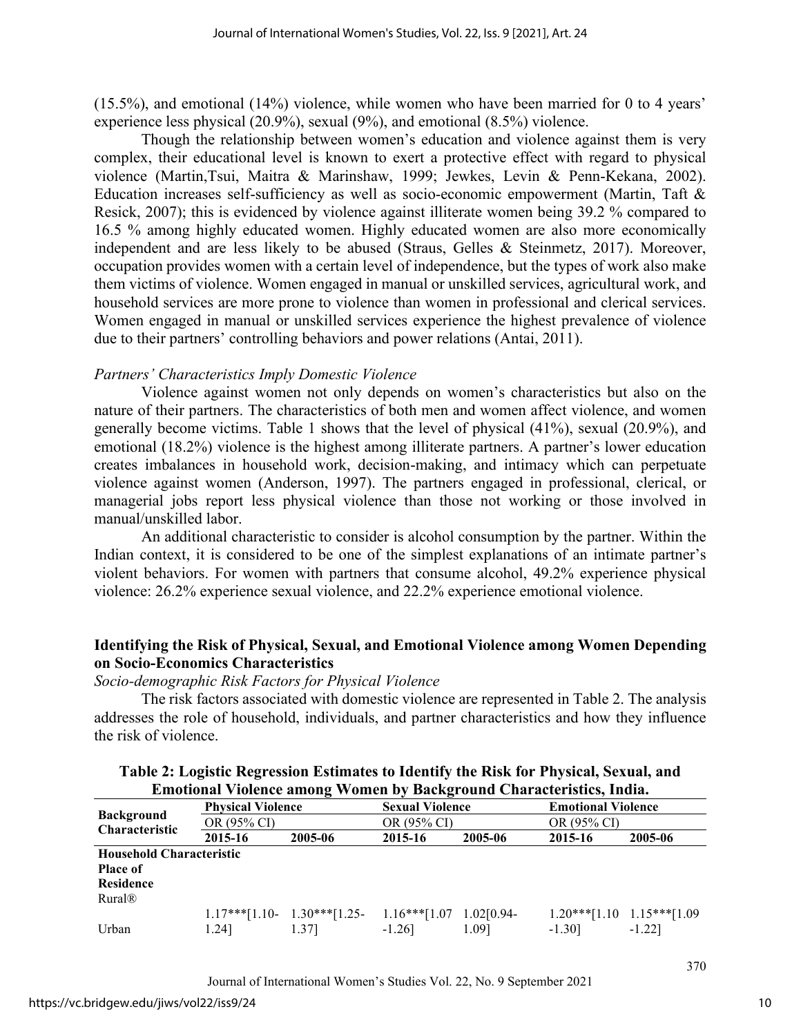(15.5%), and emotional (14%) violence, while women who have been married for 0 to 4 years' experience less physical (20.9%), sexual (9%), and emotional (8.5%) violence.

Though the relationship between women's education and violence against them is very complex, their educational level is known to exert a protective effect with regard to physical violence (Martin,Tsui, Maitra & Marinshaw, 1999; Jewkes, Levin & Penn-Kekana, 2002). Education increases self-sufficiency as well as socio-economic empowerment (Martin, Taft & Resick, 2007); this is evidenced by violence against illiterate women being 39.2 % compared to 16.5 % among highly educated women. Highly educated women are also more economically independent and are less likely to be abused (Straus, Gelles & Steinmetz, 2017). Moreover, occupation provides women with a certain level of independence, but the types of work also make them victims of violence. Women engaged in manual or unskilled services, agricultural work, and household services are more prone to violence than women in professional and clerical services. Women engaged in manual or unskilled services experience the highest prevalence of violence due to their partners' controlling behaviors and power relations (Antai, 2011).

*Partners' Characteristics Imply Domestic Violence*

Violence against women not only depends on women's characteristics but also on the nature of their partners. The characteristics of both men and women affect violence, and women generally become victims. Table 1 shows that the level of physical (41%), sexual (20.9%), and emotional (18.2%) violence is the highest among illiterate partners. A partner's lower education creates imbalances in household work, decision-making, and intimacy which can perpetuate violence against women (Anderson, 1997). The partners engaged in professional, clerical, or managerial jobs report less physical violence than those not working or those involved in manual/unskilled labor.

An additional characteristic to consider is alcohol consumption by the partner. Within the Indian context, it is considered to be one of the simplest explanations of an intimate partner's violent behaviors. For women with partners that consume alcohol, 49.2% experience physical violence: 26.2% experience sexual violence, and 22.2% experience emotional violence.

## Identifying the Risk of Physical, Sexual, and Emotional Violence among Women Depending on Socio-Economics Characteristics

*Socio-demographic Risk Factors for Physical Violence*

The risk factors associated with domestic violence are represented in Table 2. The analysis addresses the role of household, individuals, and partner characteristics and how they influence the risk of violence.

**Table 2: Logistic Regression Estimates to Identify the Risk for Physical, Sexual, and Emotional Violence among Women by Background Characteristics, India.**

| Background Characteristic | Physical Violence | | Sexual Violence | | Emotional Violence | |
|---|---|---|---|---|---|---|
| | OR (95% CI) | | OR (95% CI) | | OR (95% CI) | |
| | 2015-16 | 2005-06 | 2015-16 | 2005-06 | 2015-16 | 2005-06 |
| **Household Characteristic** | | | | | | |
| **Place of Residence** | | | | | | |
| Rural® | | | | | | |
| Urban | 1.17***[1.10-1.24] | 1.30***[1.25-1.37] | 1.16***[1.07-1.26] | 1.02[0.94-1.09] | 1.20***[1.10-1.30] | 1.15***[1.09-1.22] |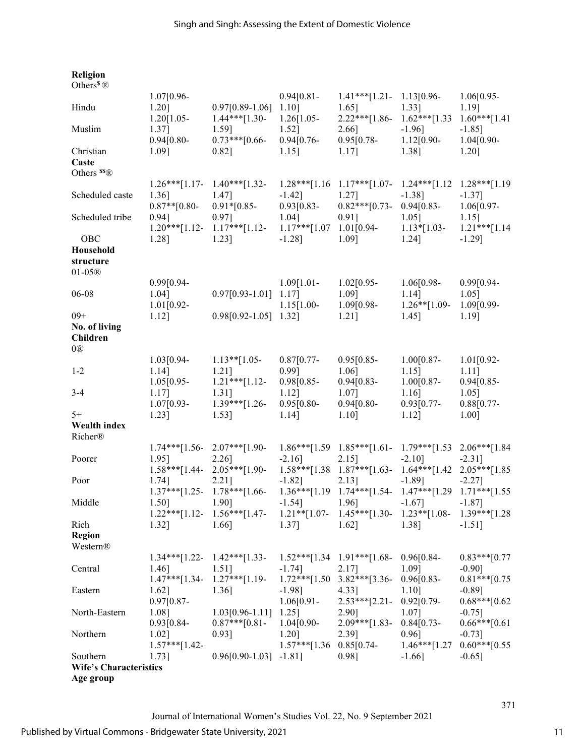| | | | | | | |
|---|---|---|---|---|---|---|
| **Religion** | | | | | | |
| Others$^{\$}$® | | | | | | |
| Hindu | 1.07[0.96-1.20] | 0.97[0.89-1.06] | 0.94[0.81-1.10] | 1.41***[1.21-1.65] | 1.13[0.96-1.33] | 1.06[0.95-1.19] |
| Muslim | 1.20[1.05-1.37] | 1.44***[1.30-1.59] | 1.26[1.05-1.52] | 2.22***[1.86-2.66] | 1.62***[1.33-1.96] | 1.60***[1.41-1.85] |
| Christian | 0.94[0.80-1.09] | 0.73***[0.66-0.82] | 0.94[0.76-1.15] | 0.95[0.78-1.17] | 1.12[0.90-1.38] | 1.04[0.90-1.20] |
| **Caste** | | | | | | |
| Others $^{\$\$}$® | | | | | | |
| Scheduled caste | 1.26***[1.17-1.36] | 1.40***[1.32-1.47] | 1.28***[1.16-1.42] | 1.17***[1.07-1.27] | 1.24***[1.12-1.38] | 1.28***[1.19-1.37] |
| Scheduled tribe | 0.87**[0.80-0.94] | 0.91*[0.85-0.97] | 0.93[0.83-1.04] | 0.82***[0.73-0.91] | 0.94[0.83-1.05] | 1.06[0.97-1.15] |
| OBC | 1.20***[1.12-1.28] | 1.17***[1.12-1.23] | 1.17***[1.07-1.28] | 1.01[0.94-1.09] | 1.13*[1.03-1.24] | 1.21***[1.14-1.29] |
| **Household structure** | | | | | | |
| 01-05® | | | | | | |
| 06-08 | 0.99[0.94-1.04] | 0.97[0.93-1.01] | 1.09[1.01-1.17] | 1.02[0.95-1.09] | 1.06[0.98-1.14] | 0.99[0.94-1.05] |
| 09+ | 1.01[0.92-1.12] | 0.98[0.92-1.05] | 1.15[1.00-1.32] | 1.09[0.98-1.21] | 1.26**[1.09-1.45] | 1.09[0.99-1.19] |
| **No. of living Children** | | | | | | |
| 0® | | | | | | |
| 1-2 | 1.03[0.94-1.14] | 1.13**[1.05-1.21] | 0.87[0.77-0.99] | 0.95[0.85-1.06] | 1.00[0.87-1.15] | 1.01[0.92-1.11] |
| 3-4 | 1.05[0.95-1.17] | 1.21***[1.12-1.31] | 0.98[0.85-1.12] | 0.94[0.83-1.07] | 1.00[0.87-1.16] | 0.94[0.85-1.05] |
| 5+ | 1.07[0.93-1.23] | 1.39***[1.26-1.53] | 0.95[0.80-1.14] | 0.94[0.80-1.10] | 0.93[0.77-1.12] | 0.88[0.77-1.00] |
| **Wealth index** | | | | | | |
| Richer® | | | | | | |
| Poorer | 1.74***[1.56-1.95] | 2.07***[1.90-2.26] | 1.86***[1.59-2.16] | 1.85***[1.61-2.15] | 1.79***[1.53-2.10] | 2.06***[1.84-2.31] |
| Poor | 1.58***[1.44-1.74] | 2.05***[1.90-2.21] | 1.58***[1.38-1.82] | 1.87***[1.63-2.13] | 1.64***[1.42-1.89] | 2.05***[1.85-2.27] |
| Middle | 1.37***[1.25-1.50] | 1.78***[1.66-1.90] | 1.36***[1.19-1.54] | 1.74***[1.54-1.96] | 1.47***[1.29-1.67] | 1.71***[1.55-1.87] |
| Rich | 1.22***[1.12-1.32] | 1.56***[1.47-1.66] | 1.21**[1.07-1.37] | 1.45***[1.30-1.62] | 1.23**[1.08-1.38] | 1.39***[1.28-1.51] |
| **Region** | | | | | | |
| Western® | | | | | | |
| Central | 1.34***[1.22-1.46] | 1.42***[1.33-1.51] | 1.52***[1.34-1.74] | 1.91***[1.68-2.17] | 0.96[0.84-1.09] | 0.83***[0.77-0.90] |
| Eastern | 1.47***[1.34-1.62] | 1.27***[1.19-1.36] | 1.72***[1.50-1.98] | 3.82***[3.36-4.33] | 0.96[0.83-1.10] | 0.81***[0.75-0.89] |
| North-Eastern | 0.97[0.87-1.08] | 1.03[0.96-1.11] | 1.06[0.91-1.25] | 2.53***[2.21-2.90] | 0.92[0.79-1.07] | 0.68***[0.62-0.75] |
| Northern | 0.93[0.84-1.02] | 0.87***[0.81-0.93] | 1.04[0.90-1.20] | 2.09***[1.83-2.39] | 0.84[0.73-0.96] | 0.66***[0.61-0.73] |
| Southern | 1.57***[1.42-1.73] | 0.96[0.90-1.03] | 1.57***[1.36-1.81] | 0.85[0.74-0.98] | 1.46***[1.27-1.66] | 0.60***[0.55-0.65] |
| **Wife's Characteristics** | | | | | | |
| **Age group** | | | | | | |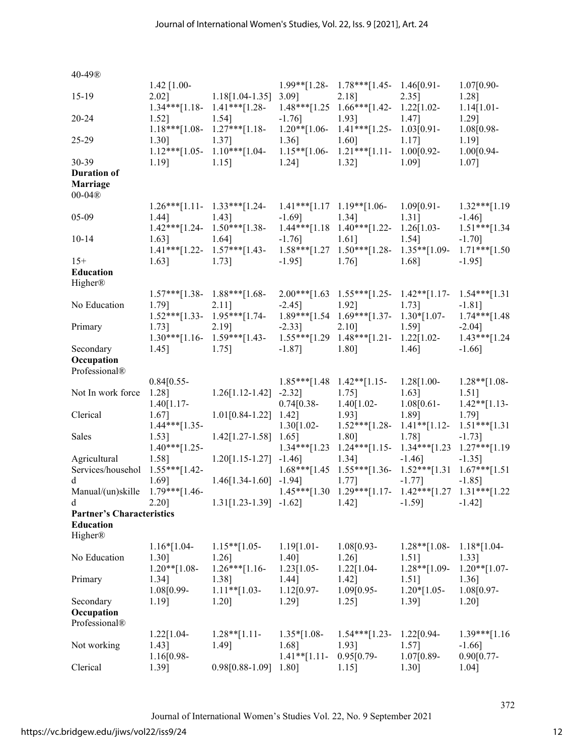| | | | | | | |
|---|---|---|---|---|---|---|
| 40-49® | | | | | | |
| 15-19 | 1.42 [1.00-2.02] | 1.18[1.04-1.35] | 1.99**[1.28-3.09] | 1.78***[1.45-2.18] | 1.46[0.91-2.35] | 1.07[0.90-1.28] |
| 20-24 | 1.34***[1.18-1.52] | 1.41***[1.28-1.54] | 1.48***[1.25-1.76] | 1.66***[1.42-1.93] | 1.22[1.02-1.47] | 1.14[1.01-1.29] |
| 25-29 | 1.18***[1.08-1.30] | 1.27***[1.18-1.37] | 1.20**[1.06-1.36] | 1.41***[1.25-1.60] | 1.03[0.91-1.17] | 1.08[0.98-1.19] |
| 30-39 | 1.12***[1.05-1.19] | 1.10***[1.04-1.15] | 1.15**[1.06-1.24] | 1.21***[1.11-1.32] | 1.00[0.92-1.09] | 1.00[0.94-1.07] |
| **Duration of Marriage** | | | | | | |
| 00-04® | | | | | | |
| 05-09 | 1.26***[1.11-1.44] | 1.33***[1.24-1.43] | 1.41***[1.17-1.69] | 1.19**[1.06-1.34] | 1.09[0.91-1.31] | 1.32***[1.19-1.46] |
| 10-14 | 1.42***[1.24-1.63] | 1.50***[1.38-1.64] | 1.44***[1.18-1.76] | 1.40***[1.22-1.61] | 1.26[1.03-1.54] | 1.51***[1.34-1.70] |
| 15+ | 1.41***[1.22-1.63] | 1.57***[1.43-1.73] | 1.58***[1.27-1.95] | 1.50***[1.28-1.76] | 1.35**[1.09-1.68] | 1.71***[1.50-1.95] |
| **Education** | | | | | | |
| Higher® | | | | | | |
| No Education | 1.57***[1.38-1.79] | 1.88***[1.68-2.11] | 2.00***[1.63-2.45] | 1.55***[1.25-1.92] | 1.42**[1.17-1.73] | 1.54***[1.31-1.81] |
| Primary | 1.52***[1.33-1.73] | 1.95***[1.74-2.19] | 1.89***[1.54-2.33] | 1.69***[1.37-2.10] | 1.30*[1.07-1.59] | 1.74***[1.48-2.04] |
| Secondary | 1.30***[1.16-1.45] | 1.59***[1.43-1.75] | 1.55***[1.29-1.87] | 1.48***[1.21-1.80] | 1.22[1.02-1.46] | 1.43***[1.24-1.66] |
| **Occupation** | | | | | | |
| Professional® | | | | | | |
| Not In work force | 0.84[0.55-1.28] | 1.26[1.12-1.42] | 1.85***[1.48-2.32] | 1.42**[1.15-1.75] | 1.28[1.00-1.63] | 1.28**[1.08-1.51] |
| Clerical | 1.40[1.17-1.67] | 1.01[0.84-1.22] | 0.74[0.38-1.42] | 1.40[1.02-1.93] | 1.08[0.61-1.89] | 1.42**[1.13-1.79] |
| Sales | 1.44***[1.35-1.53] | 1.42[1.27-1.58] | 1.30[1.02-1.65] | 1.52***[1.28-1.80] | 1.41**[1.12-1.78] | 1.51***[1.31-1.73] |
| Agricultural | 1.40***[1.25-1.58] | 1.20[1.15-1.27] | 1.34***[1.23-1.46] | 1.24***[1.15-1.34] | 1.34***[1.23-1.46] | 1.27***[1.19-1.35] |
| Services/household | 1.55***[1.42-1.69] | 1.46[1.34-1.60] | 1.68***[1.45-1.94] | 1.55***[1.36-1.77] | 1.52***[1.31-1.77] | 1.67***[1.51-1.85] |
| Manual/(un)skilled | 1.79***[1.46-2.20] | 1.31[1.23-1.39] | 1.45***[1.30-1.62] | 1.29***[1.17-1.42] | 1.42***[1.27-1.59] | 1.31***[1.22-1.42] |
| **Partner's Characteristics** | | | | | | |
| **Education** | | | | | | |
| Higher® | | | | | | |
| No Education | 1.16*[1.04-1.30] | 1.15**[1.05-1.26] | 1.19[1.01-1.40] | 1.08[0.93-1.26] | 1.28**[1.08-1.51] | 1.18*[1.04-1.33] |
| Primary | 1.20**[1.08-1.34] | 1.26***[1.16-1.38] | 1.23[1.05-1.44] | 1.22[1.04-1.42] | 1.28**[1.09-1.51] | 1.20**[1.07-1.36] |
| Secondary | 1.08[0.99-1.19] | 1.11**[1.03-1.20] | 1.12[0.97-1.29] | 1.09[0.95-1.25] | 1.20*[1.05-1.39] | 1.08[0.97-1.20] |
| **Occupation** | | | | | | |
| Professional® | | | | | | |
| Not working | 1.22[1.04-1.43] | 1.28**[1.11-1.49] | 1.35*[1.08-1.68] | 1.54***[1.23-1.93] | 1.22[0.94-1.57] | 1.39***[1.16-1.66] |
| Clerical | 1.16[0.98-1.39] | 0.98[0.88-1.09] | 1.41**[1.11-1.80] | 0.95[0.79-1.15] | 1.07[0.89-1.30] | 0.90[0.77-1.04] |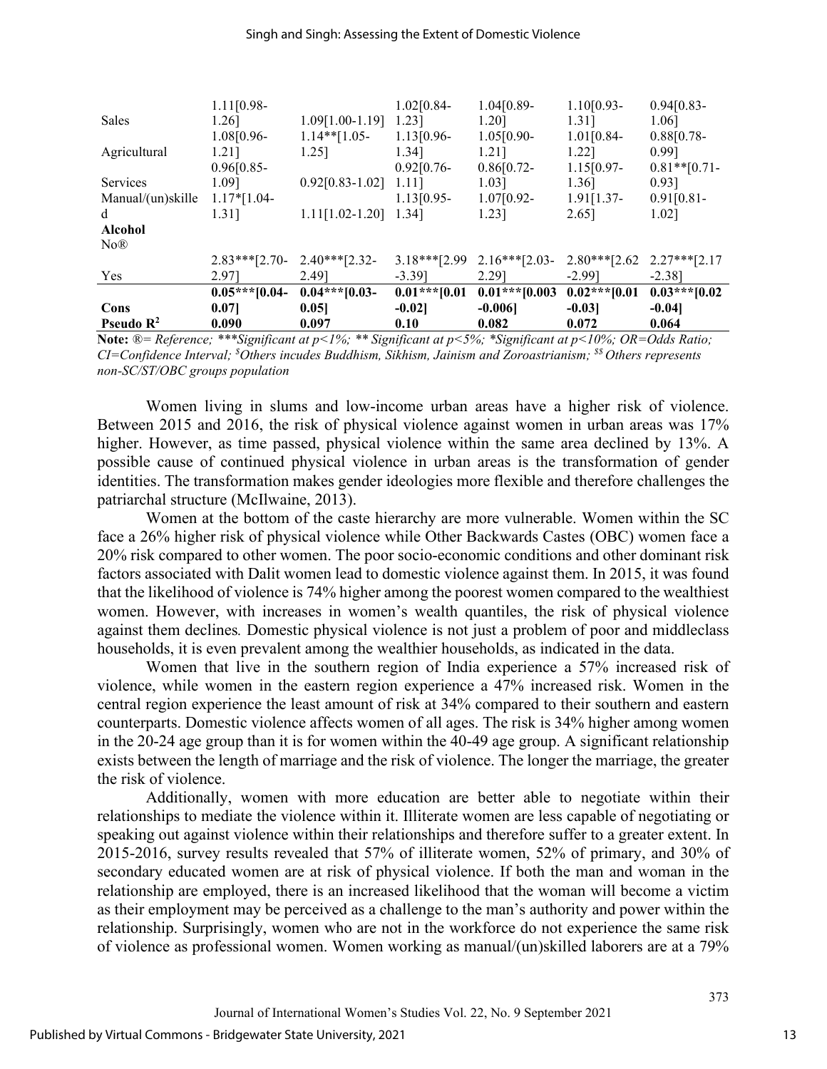| | | | | | | |
|---|---|---|---|---|---|---|
| Sales | 1.11[0.98-1.26] | 1.09[1.00-1.19] | 1.02[0.84-1.23] | 1.04[0.89-1.20] | 1.10[0.93-1.31] | 0.94[0.83-1.06] |
| Agricultural | 1.08[0.96-1.21] | 1.14**[1.05-1.25] | 1.13[0.96-1.34] | 1.05[0.90-1.21] | 1.01[0.84-1.22] | 0.88[0.78-0.99] |
| Services | 0.96[0.85-1.09] | 0.92[0.83-1.02] | 0.92[0.76-1.11] | 0.86[0.72-1.03] | 1.15[0.97-1.36] | 0.81**[0.71-0.93] |
| Manual/(un)skilled | 1.17*[1.04-1.31] | 1.11[1.02-1.20] | 1.13[0.95-1.34] | 1.07[0.92-1.23] | 1.91[1.37-2.65] | 0.91[0.81-1.02] |
| **Alcohol** | | | | | | |
| No® | | | | | | |
| Yes | 2.83***[2.70-2.97] | 2.40***[2.32-2.49] | 3.18***[2.99-3.39] | 2.16***[2.03-2.29] | 2.80***[2.62-2.99] | 2.27***[2.17-2.38] |
| **Cons** | **0.05***[0.04-0.07]** | **0.04***[0.03-0.05]** | **0.01***[0.01-0.02]** | **0.01***[0.003-0.006]** | **0.02***[0.01-0.03]** | **0.03***[0.02-0.04]** |
| **Pseudo $R^2$** | **0.090** | **0.097** | **0.10** | **0.082** | **0.072** | **0.064** |

**Note:** *®= Reference; ***Significant at p<1%; ** Significant at p<5%; *Significant at p<10%; OR=Odds Ratio; CI=Confidence Interval; $Others incudes Buddhism, Sikhism, Jainism and Zoroastrianism; $$ Others represents non-SC/ST/OBC groups population*

Women living in slums and low-income urban areas have a higher risk of violence. Between 2015 and 2016, the risk of physical violence against women in urban areas was 17% higher. However, as time passed, physical violence within the same area declined by 13%. A possible cause of continued physical violence in urban areas is the transformation of gender identities. The transformation makes gender ideologies more flexible and therefore challenges the patriarchal structure (McIlwaine, 2013).

Women at the bottom of the caste hierarchy are more vulnerable. Women within the SC face a 26% higher risk of physical violence while Other Backwards Castes (OBC) women face a 20% risk compared to other women. The poor socio-economic conditions and other dominant risk factors associated with Dalit women lead to domestic violence against them. In 2015, it was found that the likelihood of violence is 74% higher among the poorest women compared to the wealthiest women. However, with increases in women's wealth quantiles, the risk of physical violence against them declines. Domestic physical violence is not just a problem of poor and middleclass households, it is even prevalent among the wealthier households, as indicated in the data.

Women that live in the southern region of India experience a 57% increased risk of violence, while women in the eastern region experience a 47% increased risk. Women in the central region experience the least amount of risk at 34% compared to their southern and eastern counterparts. Domestic violence affects women of all ages. The risk is 34% higher among women in the 20-24 age group than it is for women within the 40-49 age group. A significant relationship exists between the length of marriage and the risk of violence. The longer the marriage, the greater the risk of violence.

Additionally, women with more education are better able to negotiate within their relationships to mediate the violence within it. Illiterate women are less capable of negotiating or speaking out against violence within their relationships and therefore suffer to a greater extent. In 2015-2016, survey results revealed that 57% of illiterate women, 52% of primary, and 30% of secondary educated women are at risk of physical violence. If both the man and woman in the relationship are employed, there is an increased likelihood that the woman will become a victim as their employment may be perceived as a challenge to the man's authority and power within the relationship. Surprisingly, women who are not in the workforce do not experience the same risk of violence as professional women. Women working as manual/(un)skilled laborers are at a 79%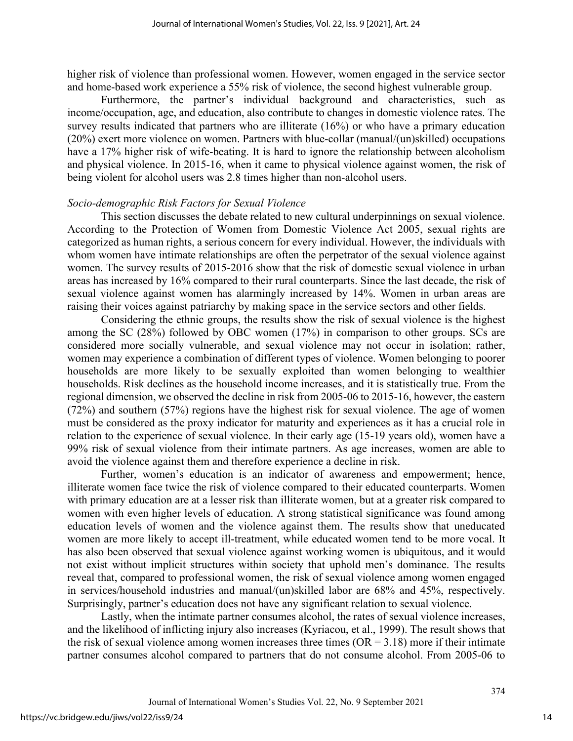higher risk of violence than professional women. However, women engaged in the service sector and home-based work experience a 55% risk of violence, the second highest vulnerable group.

Furthermore, the partner's individual background and characteristics, such as income/occupation, age, and education, also contribute to changes in domestic violence rates. The survey results indicated that partners who are illiterate (16%) or who have a primary education (20%) exert more violence on women. Partners with blue-collar (manual/(un)skilled) occupations have a 17% higher risk of wife-beating. It is hard to ignore the relationship between alcoholism and physical violence. In 2015-16, when it came to physical violence against women, the risk of being violent for alcohol users was 2.8 times higher than non-alcohol users.

*Socio-demographic Risk Factors for Sexual Violence*

This section discusses the debate related to new cultural underpinnings on sexual violence. According to the Protection of Women from Domestic Violence Act 2005, sexual rights are categorized as human rights, a serious concern for every individual. However, the individuals with whom women have intimate relationships are often the perpetrator of the sexual violence against women. The survey results of 2015-2016 show that the risk of domestic sexual violence in urban areas has increased by 16% compared to their rural counterparts. Since the last decade, the risk of sexual violence against women has alarmingly increased by 14%. Women in urban areas are raising their voices against patriarchy by making space in the service sectors and other fields.

Considering the ethnic groups, the results show the risk of sexual violence is the highest among the SC (28%) followed by OBC women (17%) in comparison to other groups. SCs are considered more socially vulnerable, and sexual violence may not occur in isolation; rather, women may experience a combination of different types of violence. Women belonging to poorer households are more likely to be sexually exploited than women belonging to wealthier households. Risk declines as the household income increases, and it is statistically true. From the regional dimension, we observed the decline in risk from 2005-06 to 2015-16, however, the eastern (72%) and southern (57%) regions have the highest risk for sexual violence. The age of women must be considered as the proxy indicator for maturity and experiences as it has a crucial role in relation to the experience of sexual violence. In their early age (15-19 years old), women have a 99% risk of sexual violence from their intimate partners. As age increases, women are able to avoid the violence against them and therefore experience a decline in risk.

Further, women's education is an indicator of awareness and empowerment; hence, illiterate women face twice the risk of violence compared to their educated counterparts. Women with primary education are at a lesser risk than illiterate women, but at a greater risk compared to women with even higher levels of education. A strong statistical significance was found among education levels of women and the violence against them. The results show that uneducated women are more likely to accept ill-treatment, while educated women tend to be more vocal. It has also been observed that sexual violence against working women is ubiquitous, and it would not exist without implicit structures within society that uphold men's dominance. The results reveal that, compared to professional women, the risk of sexual violence among women engaged in services/household industries and manual/(un)skilled labor are 68% and 45%, respectively. Surprisingly, partner's education does not have any significant relation to sexual violence.

Lastly, when the intimate partner consumes alcohol, the rates of sexual violence increases, and the likelihood of inflicting injury also increases (Kyriacou, et al., 1999). The result shows that the risk of sexual violence among women increases three times (OR = 3.18) more if their intimate partner consumes alcohol compared to partners that do not consume alcohol. From 2005-06 to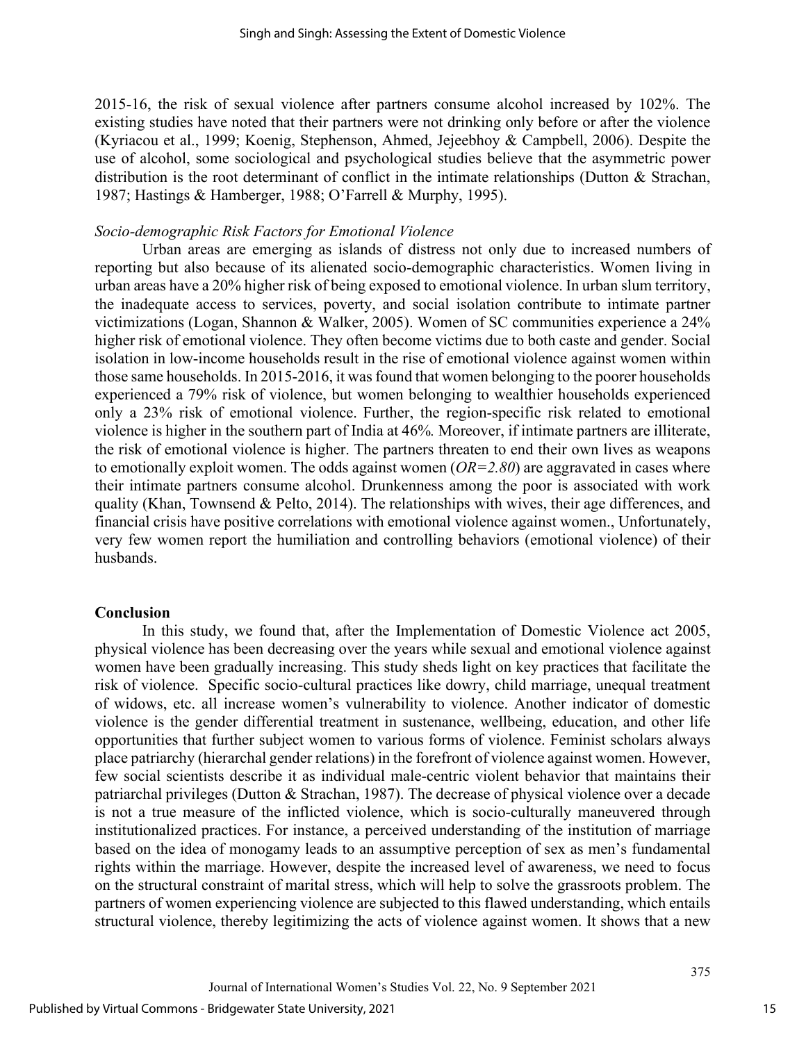2015-16, the risk of sexual violence after partners consume alcohol increased by 102%. The existing studies have noted that their partners were not drinking only before or after the violence (Kyriacou et al., 1999; Koenig, Stephenson, Ahmed, Jejeebhoy & Campbell, 2006). Despite the use of alcohol, some sociological and psychological studies believe that the asymmetric power distribution is the root determinant of conflict in the intimate relationships (Dutton & Strachan, 1987; Hastings & Hamberger, 1988; O'Farrell & Murphy, 1995).

*Socio-demographic Risk Factors for Emotional Violence*

Urban areas are emerging as islands of distress not only due to increased numbers of reporting but also because of its alienated socio-demographic characteristics. Women living in urban areas have a 20% higher risk of being exposed to emotional violence. In urban slum territory, the inadequate access to services, poverty, and social isolation contribute to intimate partner victimizations (Logan, Shannon & Walker, 2005). Women of SC communities experience a 24% higher risk of emotional violence. They often become victims due to both caste and gender. Social isolation in low-income households result in the rise of emotional violence against women within those same households. In 2015-2016, it was found that women belonging to the poorer households experienced a 79% risk of violence, but women belonging to wealthier households experienced only a 23% risk of emotional violence. Further, the region-specific risk related to emotional violence is higher in the southern part of India at 46%. Moreover, if intimate partners are illiterate, the risk of emotional violence is higher. The partners threaten to end their own lives as weapons to emotionally exploit women. The odds against women (*OR=2.80*) are aggravated in cases where their intimate partners consume alcohol. Drunkenness among the poor is associated with work quality (Khan, Townsend & Pelto, 2014). The relationships with wives, their age differences, and financial crisis have positive correlations with emotional violence against women., Unfortunately, very few women report the humiliation and controlling behaviors (emotional violence) of their husbands.

## Conclusion

In this study, we found that, after the Implementation of Domestic Violence act 2005, physical violence has been decreasing over the years while sexual and emotional violence against women have been gradually increasing. This study sheds light on key practices that facilitate the risk of violence. Specific socio-cultural practices like dowry, child marriage, unequal treatment of widows, etc. all increase women's vulnerability to violence. Another indicator of domestic violence is the gender differential treatment in sustenance, wellbeing, education, and other life opportunities that further subject women to various forms of violence. Feminist scholars always place patriarchy (hierarchal gender relations) in the forefront of violence against women. However, few social scientists describe it as individual male-centric violent behavior that maintains their patriarchal privileges (Dutton & Strachan, 1987). The decrease of physical violence over a decade is not a true measure of the inflicted violence, which is socio-culturally maneuvered through institutionalized practices. For instance, a perceived understanding of the institution of marriage based on the idea of monogamy leads to an assumptive perception of sex as men's fundamental rights within the marriage. However, despite the increased level of awareness, we need to focus on the structural constraint of marital stress, which will help to solve the grassroots problem. The partners of women experiencing violence are subjected to this flawed understanding, which entails structural violence, thereby legitimizing the acts of violence against women. It shows that a new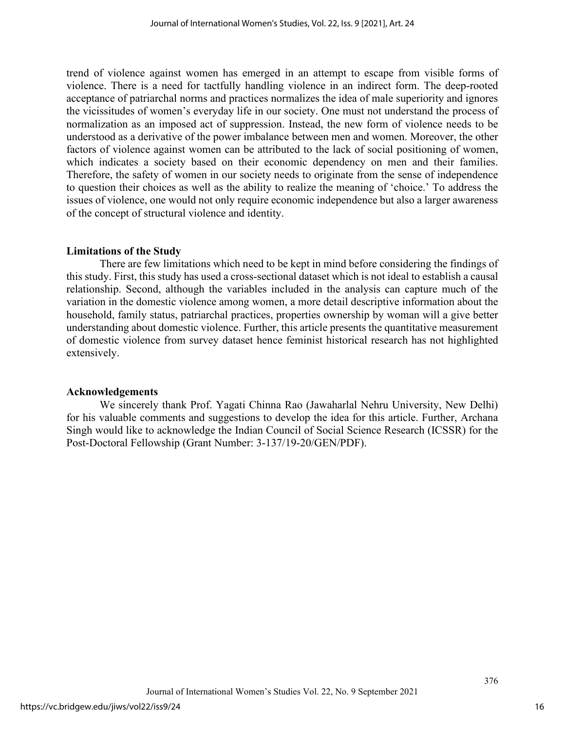trend of violence against women has emerged in an attempt to escape from visible forms of violence. There is a need for tactfully handling violence in an indirect form. The deep-rooted acceptance of patriarchal norms and practices normalizes the idea of male superiority and ignores the vicissitudes of women's everyday life in our society. One must not understand the process of normalization as an imposed act of suppression. Instead, the new form of violence needs to be understood as a derivative of the power imbalance between men and women. Moreover, the other factors of violence against women can be attributed to the lack of social positioning of women, which indicates a society based on their economic dependency on men and their families. Therefore, the safety of women in our society needs to originate from the sense of independence to question their choices as well as the ability to realize the meaning of 'choice.' To address the issues of violence, one would not only require economic independence but also a larger awareness of the concept of structural violence and identity.

## Limitations of the Study

There are few limitations which need to be kept in mind before considering the findings of this study. First, this study has used a cross-sectional dataset which is not ideal to establish a causal relationship. Second, although the variables included in the analysis can capture much of the variation in the domestic violence among women, a more detail descriptive information about the household, family status, patriarchal practices, properties ownership by woman will a give better understanding about domestic violence. Further, this article presents the quantitative measurement of domestic violence from survey dataset hence feminist historical research has not highlighted extensively.

## Acknowledgements

We sincerely thank Prof. Yagati Chinna Rao (Jawaharlal Nehru University, New Delhi) for his valuable comments and suggestions to develop the idea for this article. Further, Archana Singh would like to acknowledge the Indian Council of Social Science Research (ICSSR) for the Post-Doctoral Fellowship (Grant Number: 3-137/19-20/GEN/PDF).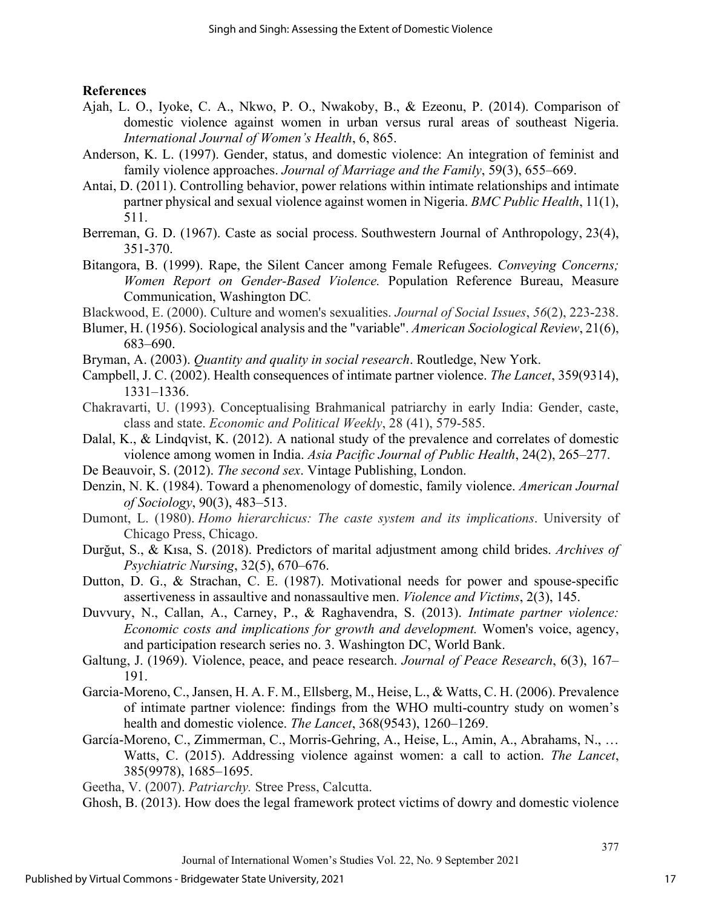**References**

Ajah, L. O., Iyoke, C. A., Nkwo, P. O., Nwakoby, B., & Ezeonu, P. (2014). Comparison of domestic violence against women in urban versus rural areas of southeast Nigeria. *International Journal of Women's Health*, 6, 865.

Anderson, K. L. (1997). Gender, status, and domestic violence: An integration of feminist and family violence approaches. *Journal of Marriage and the Family*, 59(3), 655–669.

Antai, D. (2011). Controlling behavior, power relations within intimate relationships and intimate partner physical and sexual violence against women in Nigeria. *BMC Public Health*, 11(1), 511.

Berreman, G. D. (1967). Caste as social process. Southwestern Journal of Anthropology, 23(4), 351-370.

Bitangora, B. (1999). Rape, the Silent Cancer among Female Refugees. *Conveying Concerns; Women Report on Gender-Based Violence.* Population Reference Bureau, Measure Communication, Washington DC.

Blackwood, E. (2000). Culture and women's sexualities. *Journal of Social Issues*, *56*(2), 223-238.

Blumer, H. (1956). Sociological analysis and the "variable". *American Sociological Review*, 21(6), 683–690.

Bryman, A. (2003). *Quantity and quality in social research*. Routledge, New York.

Campbell, J. C. (2002). Health consequences of intimate partner violence. *The Lancet*, 359(9314), 1331–1336.

Chakravarti, U. (1993). Conceptualising Brahmanical patriarchy in early India: Gender, caste, class and state. *Economic and Political Weekly*, 28 (41), 579-585.

Dalal, K., & Lindqvist, K. (2012). A national study of the prevalence and correlates of domestic violence among women in India. *Asia Pacific Journal of Public Health*, 24(2), 265–277.

De Beauvoir, S. (2012). *The second sex*. Vintage Publishing, London.

Denzin, N. K. (1984). Toward a phenomenology of domestic, family violence. *American Journal of Sociology*, 90(3), 483–513.

Dumont, L. (1980). *Homo hierarchicus: The caste system and its implications*. University of Chicago Press, Chicago.

Durğut, S., & Kısa, S. (2018). Predictors of marital adjustment among child brides. *Archives of Psychiatric Nursing*, 32(5), 670–676.

Dutton, D. G., & Strachan, C. E. (1987). Motivational needs for power and spouse-specific assertiveness in assaultive and nonassaultive men. *Violence and Victims*, 2(3), 145.

Duvvury, N., Callan, A., Carney, P., & Raghavendra, S. (2013). *Intimate partner violence: Economic costs and implications for growth and development.* Women's voice, agency, and participation research series no. 3. Washington DC, World Bank.

Galtung, J. (1969). Violence, peace, and peace research. *Journal of Peace Research*, 6(3), 167–191.

Garcia-Moreno, C., Jansen, H. A. F. M., Ellsberg, M., Heise, L., & Watts, C. H. (2006). Prevalence of intimate partner violence: findings from the WHO multi-country study on women's health and domestic violence. *The Lancet*, 368(9543), 1260–1269.

García-Moreno, C., Zimmerman, C., Morris-Gehring, A., Heise, L., Amin, A., Abrahams, N., … Watts, C. (2015). Addressing violence against women: a call to action. *The Lancet*, 385(9978), 1685–1695.

Geetha, V. (2007). *Patriarchy.* Stree Press, Calcutta.

Ghosh, B. (2013). How does the legal framework protect victims of dowry and domestic violence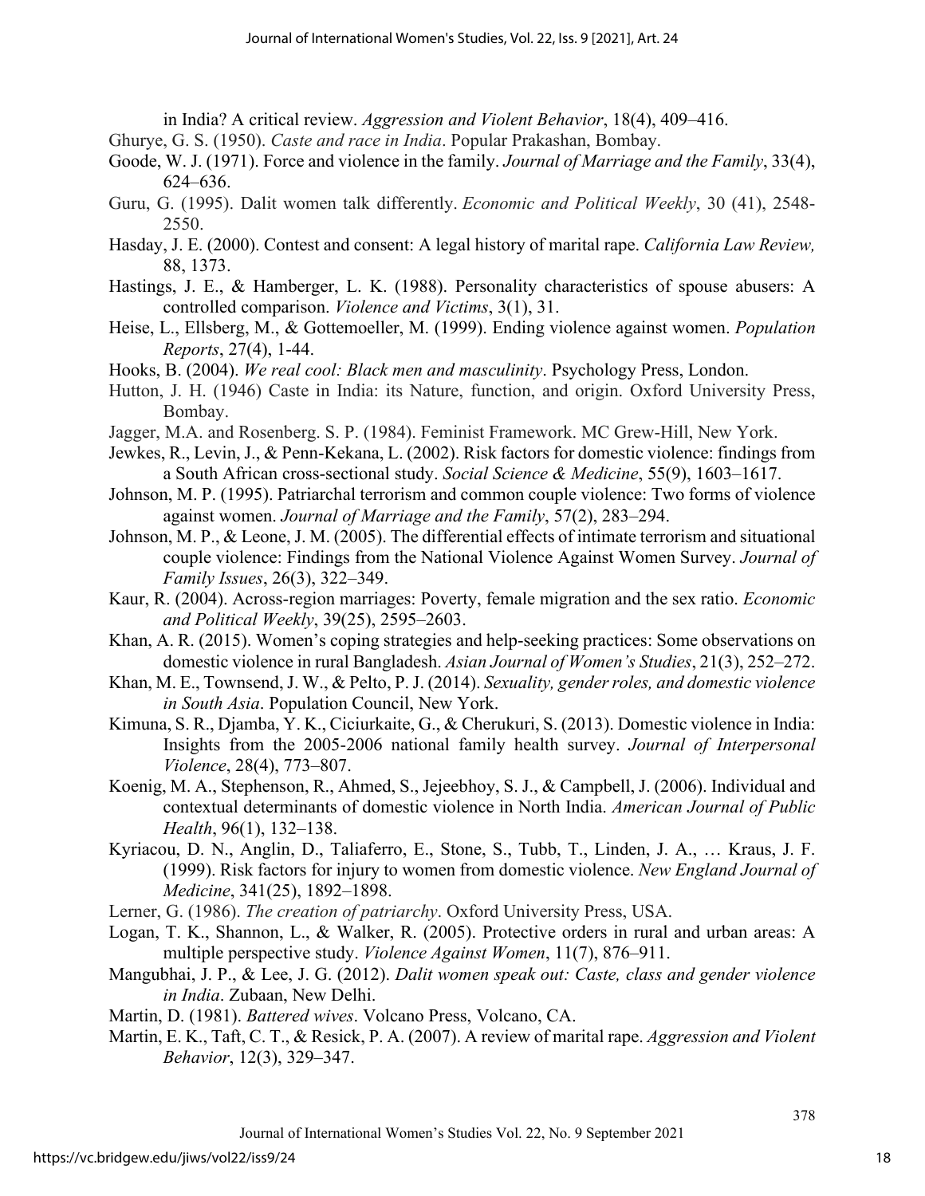in India? A critical review. *Aggression and Violent Behavior*, 18(4), 409–416.

Ghurye, G. S. (1950). *Caste and race in India*. Popular Prakashan, Bombay.

Goode, W. J. (1971). Force and violence in the family. *Journal of Marriage and the Family*, 33(4), 624–636.

Guru, G. (1995). Dalit women talk differently. *Economic and Political Weekly*, 30 (41), 2548-2550.

Hasday, J. E. (2000). Contest and consent: A legal history of marital rape. *California Law Review,* 88, 1373.

Hastings, J. E., & Hamberger, L. K. (1988). Personality characteristics of spouse abusers: A controlled comparison. *Violence and Victims*, 3(1), 31.

Heise, L., Ellsberg, M., & Gottemoeller, M. (1999). Ending violence against women. *Population Reports*, 27(4), 1-44.

Hooks, B. (2004). *We real cool: Black men and masculinity*. Psychology Press, London.

Hutton, J. H. (1946) Caste in India: its Nature, function, and origin. Oxford University Press, Bombay.

Jagger, M.A. and Rosenberg. S. P. (1984). Feminist Framework. MC Grew-Hill, New York.

Jewkes, R., Levin, J., & Penn-Kekana, L. (2002). Risk factors for domestic violence: findings from a South African cross-sectional study. *Social Science & Medicine*, 55(9), 1603–1617.

Johnson, M. P. (1995). Patriarchal terrorism and common couple violence: Two forms of violence against women. *Journal of Marriage and the Family*, 57(2), 283–294.

Johnson, M. P., & Leone, J. M. (2005). The differential effects of intimate terrorism and situational couple violence: Findings from the National Violence Against Women Survey. *Journal of Family Issues*, 26(3), 322–349.

Kaur, R. (2004). Across-region marriages: Poverty, female migration and the sex ratio. *Economic and Political Weekly*, 39(25), 2595–2603.

Khan, A. R. (2015). Women's coping strategies and help-seeking practices: Some observations on domestic violence in rural Bangladesh. *Asian Journal of Women's Studies*, 21(3), 252–272.

Khan, M. E., Townsend, J. W., & Pelto, P. J. (2014). *Sexuality, gender roles, and domestic violence in South Asia*. Population Council, New York.

Kimuna, S. R., Djamba, Y. K., Ciciurkaite, G., & Cherukuri, S. (2013). Domestic violence in India: Insights from the 2005-2006 national family health survey. *Journal of Interpersonal Violence*, 28(4), 773–807.

Koenig, M. A., Stephenson, R., Ahmed, S., Jejeebhoy, S. J., & Campbell, J. (2006). Individual and contextual determinants of domestic violence in North India. *American Journal of Public Health*, 96(1), 132–138.

Kyriacou, D. N., Anglin, D., Taliaferro, E., Stone, S., Tubb, T., Linden, J. A., … Kraus, J. F. (1999). Risk factors for injury to women from domestic violence. *New England Journal of Medicine*, 341(25), 1892–1898.

Lerner, G. (1986). *The creation of patriarchy*. Oxford University Press, USA.

Logan, T. K., Shannon, L., & Walker, R. (2005). Protective orders in rural and urban areas: A multiple perspective study. *Violence Against Women*, 11(7), 876–911.

Mangubhai, J. P., & Lee, J. G. (2012). *Dalit women speak out: Caste, class and gender violence in India*. Zubaan, New Delhi.

Martin, D. (1981). *Battered wives*. Volcano Press, Volcano, CA.

Martin, E. K., Taft, C. T., & Resick, P. A. (2007). A review of marital rape. *Aggression and Violent Behavior*, 12(3), 329–347.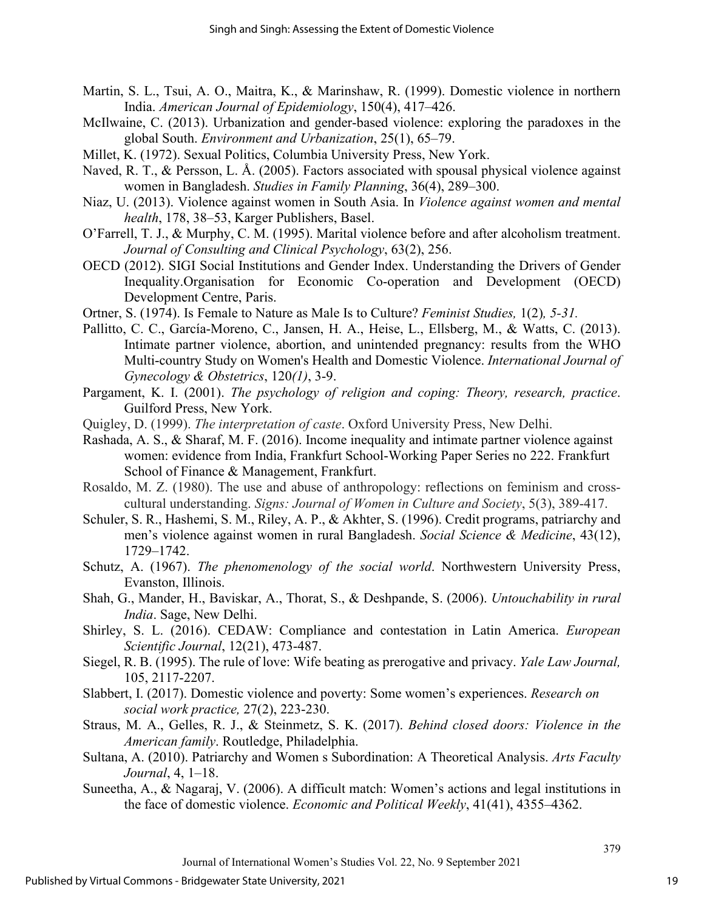Martin, S. L., Tsui, A. O., Maitra, K., & Marinshaw, R. (1999). Domestic violence in northern India. *American Journal of Epidemiology*, 150(4), 417–426.

McIlwaine, C. (2013). Urbanization and gender-based violence: exploring the paradoxes in the global South. *Environment and Urbanization*, 25(1), 65–79.

Millet, K. (1972). Sexual Politics, Columbia University Press, New York.

Naved, R. T., & Persson, L. Å. (2005). Factors associated with spousal physical violence against women in Bangladesh. *Studies in Family Planning*, 36(4), 289–300.

Niaz, U. (2013). Violence against women in South Asia. In *Violence against women and mental health*, 178, 38–53, Karger Publishers, Basel.

O'Farrell, T. J., & Murphy, C. M. (1995). Marital violence before and after alcoholism treatment. *Journal of Consulting and Clinical Psychology*, 63(2), 256.

OECD (2012). SIGI Social Institutions and Gender Index. Understanding the Drivers of Gender Inequality.Organisation for Economic Co-operation and Development (OECD) Development Centre, Paris.

Ortner, S. (1974). Is Female to Nature as Male Is to Culture? *Feminist Studies,* 1(2)*, 5-31.*

Pallitto, C. C., García-Moreno, C., Jansen, H. A., Heise, L., Ellsberg, M., & Watts, C. (2013). Intimate partner violence, abortion, and unintended pregnancy: results from the WHO Multi-country Study on Women's Health and Domestic Violence. *International Journal of Gynecology & Obstetrics*, 120*(1)*, 3-9.

Pargament, K. I. (2001). *The psychology of religion and coping: Theory, research, practice*. Guilford Press, New York.

Quigley, D. (1999). *The interpretation of caste*. Oxford University Press, New Delhi.

Rashada, A. S., & Sharaf, M. F. (2016). Income inequality and intimate partner violence against women: evidence from India, Frankfurt School-Working Paper Series no 222. Frankfurt School of Finance & Management, Frankfurt.

Rosaldo, M. Z. (1980). The use and abuse of anthropology: reflections on feminism and cross-cultural understanding. *Signs: Journal of Women in Culture and Society*, 5(3), 389-417.

Schuler, S. R., Hashemi, S. M., Riley, A. P., & Akhter, S. (1996). Credit programs, patriarchy and men's violence against women in rural Bangladesh. *Social Science & Medicine*, 43(12), 1729–1742.

Schutz, A. (1967). *The phenomenology of the social world*. Northwestern University Press, Evanston, Illinois.

Shah, G., Mander, H., Baviskar, A., Thorat, S., & Deshpande, S. (2006). *Untouchability in rural India*. Sage, New Delhi.

Shirley, S. L. (2016). CEDAW: Compliance and contestation in Latin America. *European Scientific Journal*, 12(21), 473-487.

Siegel, R. B. (1995). The rule of love: Wife beating as prerogative and privacy. *Yale Law Journal,* 105, 2117-2207.

Slabbert, I. (2017). Domestic violence and poverty: Some women's experiences. *Research on social work practice,* 27(2), 223-230.

Straus, M. A., Gelles, R. J., & Steinmetz, S. K. (2017). *Behind closed doors: Violence in the American family*. Routledge, Philadelphia.

Sultana, A. (2010). Patriarchy and Women s Subordination: A Theoretical Analysis. *Arts Faculty Journal*, 4, 1–18.

Suneetha, A., & Nagaraj, V. (2006). A difficult match: Women's actions and legal institutions in the face of domestic violence. *Economic and Political Weekly*, 41(41), 4355–4362.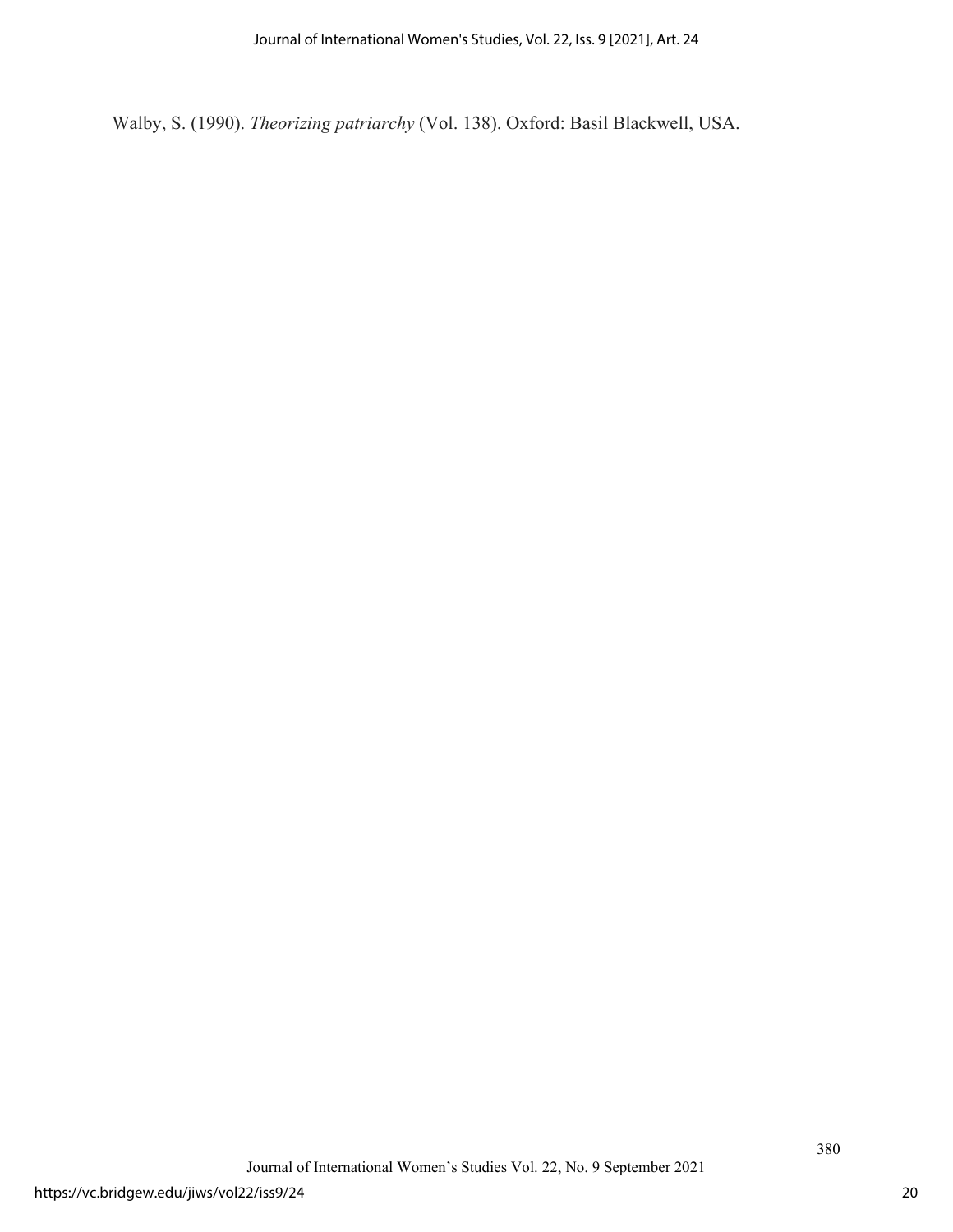Walby, S. (1990). *Theorizing patriarchy* (Vol. 138). Oxford: Basil Blackwell, USA.